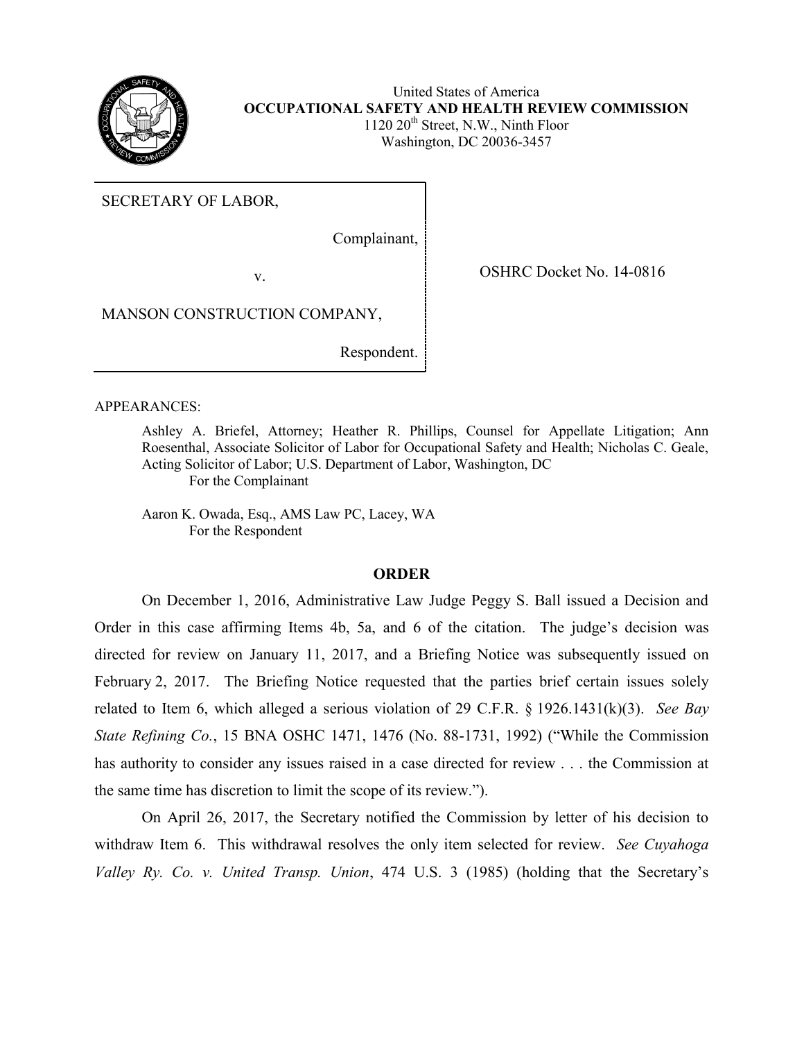United States of America
**OCCUPATIONAL SAFETY AND HEALTH REVIEW COMMISSION**
1120 20th Street, N.W., Ninth Floor
Washington, DC 20036-3457

SECRETARY OF LABOR,

Complainant,

v.

MANSON CONSTRUCTION COMPANY,

Respondent.

OSHRC Docket No. 14-0816

APPEARANCES:

Ashley A. Briefel, Attorney; Heather R. Phillips, Counsel for Appellate Litigation; Ann Roesenthal, Associate Solicitor of Labor for Occupational Safety and Health; Nicholas C. Geale, Acting Solicitor of Labor; U.S. Department of Labor, Washington, DC
For the Complainant

Aaron K. Owada, Esq., AMS Law PC, Lacey, WA
For the Respondent

## ORDER

On December 1, 2016, Administrative Law Judge Peggy S. Ball issued a Decision and Order in this case affirming Items 4b, 5a, and 6 of the citation. The judge's decision was directed for review on January 11, 2017, and a Briefing Notice was subsequently issued on February 2, 2017. The Briefing Notice requested that the parties brief certain issues solely related to Item 6, which alleged a serious violation of 29 C.F.R. § 1926.1431(k)(3). *See Bay State Refining Co.*, 15 BNA OSHC 1471, 1476 (No. 88-1731, 1992) ("While the Commission has authority to consider any issues raised in a case directed for review . . . the Commission at the same time has discretion to limit the scope of its review.").

On April 26, 2017, the Secretary notified the Commission by letter of his decision to withdraw Item 6. This withdrawal resolves the only item selected for review. *See Cuyahoga Valley Ry. Co. v. United Transp. Union*, 474 U.S. 3 (1985) (holding that the Secretary's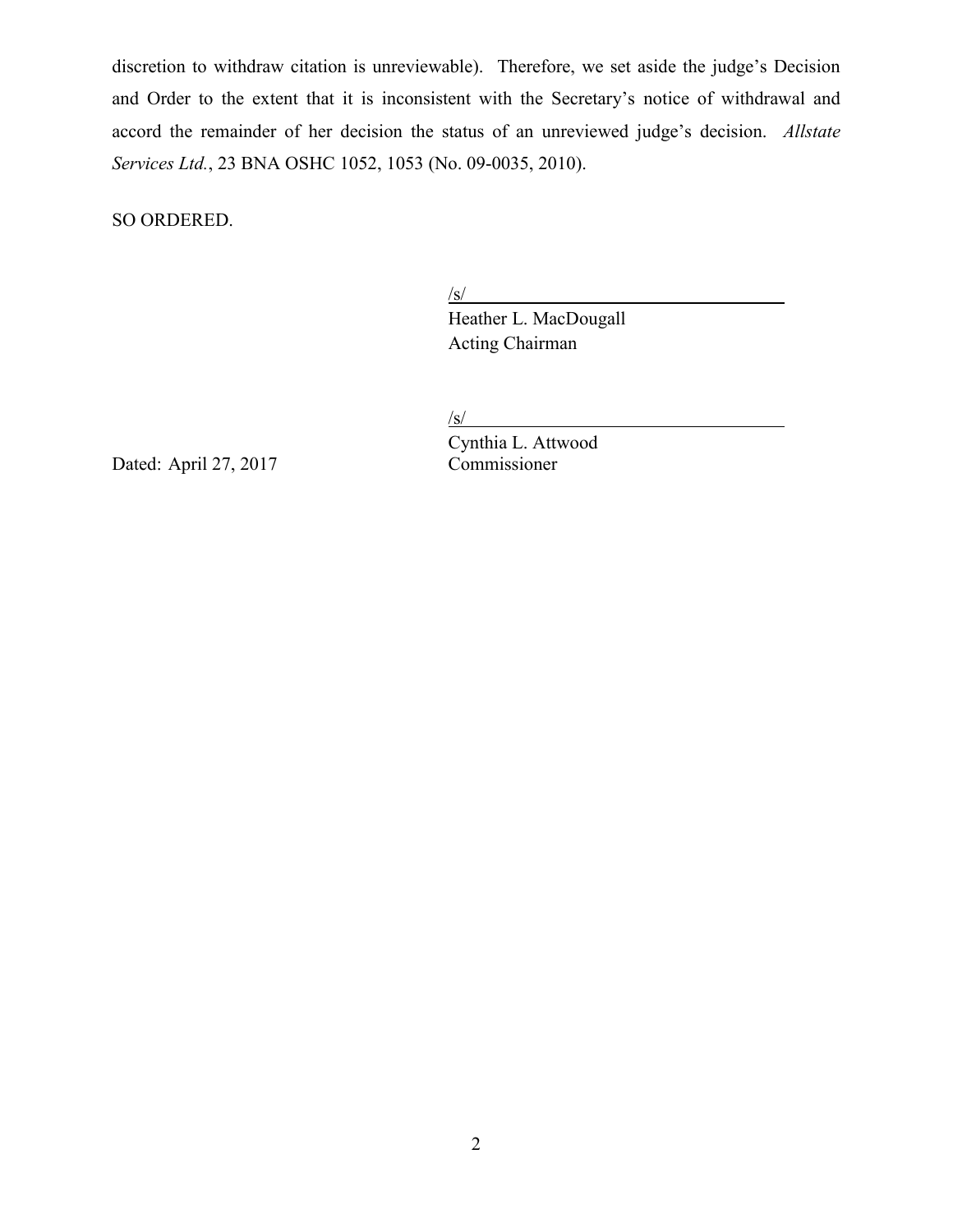discretion to withdraw citation is unreviewable). Therefore, we set aside the judge's Decision and Order to the extent that it is inconsistent with the Secretary's notice of withdrawal and accord the remainder of her decision the status of an unreviewed judge's decision. *Allstate Services Ltd.*, 23 BNA OSHC 1052, 1053 (No. 09-0035, 2010).

SO ORDERED.

/s/
Heather L. MacDougall
Acting Chairman

/s/
Cynthia L. Attwood
Commissioner

Dated: April 27, 2017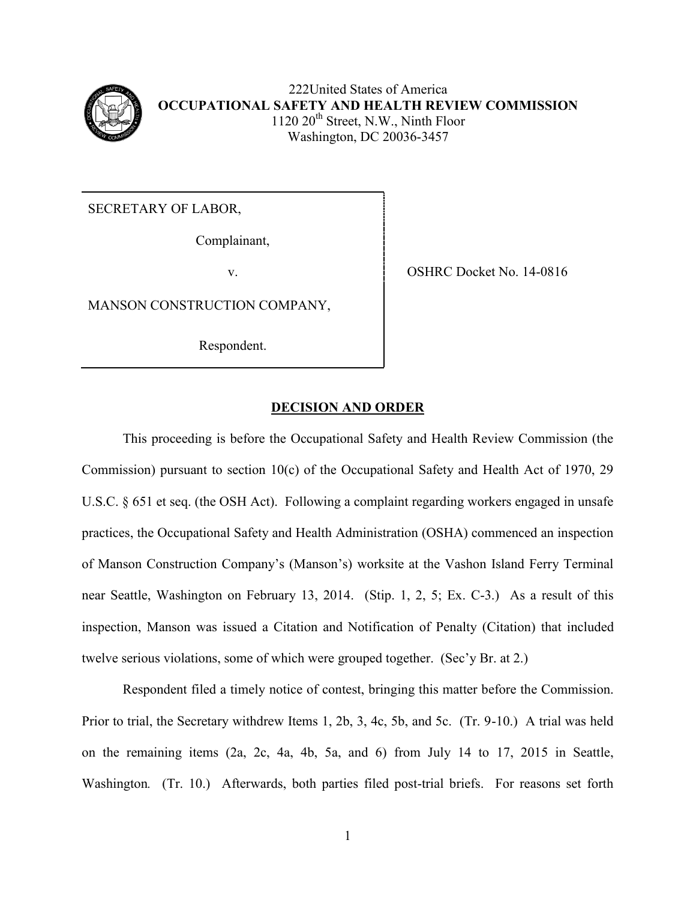222United States of America
**OCCUPATIONAL SAFETY AND HEALTH REVIEW COMMISSION**
1120 20th Street, N.W., Ninth Floor
Washington, DC 20036-3457

SECRETARY OF LABOR,

Complainant,

v.

MANSON CONSTRUCTION COMPANY,

Respondent.

OSHRC Docket No. 14-0816

## DECISION AND ORDER

This proceeding is before the Occupational Safety and Health Review Commission (the Commission) pursuant to section 10(c) of the Occupational Safety and Health Act of 1970, 29 U.S.C. § 651 et seq. (the OSH Act). Following a complaint regarding workers engaged in unsafe practices, the Occupational Safety and Health Administration (OSHA) commenced an inspection of Manson Construction Company's (Manson's) worksite at the Vashon Island Ferry Terminal near Seattle, Washington on February 13, 2014. (Stip. 1, 2, 5; Ex. C-3.) As a result of this inspection, Manson was issued a Citation and Notification of Penalty (Citation) that included twelve serious violations, some of which were grouped together. (Sec'y Br. at 2.)

Respondent filed a timely notice of contest, bringing this matter before the Commission. Prior to trial, the Secretary withdrew Items 1, 2b, 3, 4c, 5b, and 5c. (Tr. 9-10.) A trial was held on the remaining items (2a, 2c, 4a, 4b, 5a, and 6) from July 14 to 17, 2015 in Seattle, Washington*.* (Tr. 10.) Afterwards, both parties filed post-trial briefs. For reasons set forth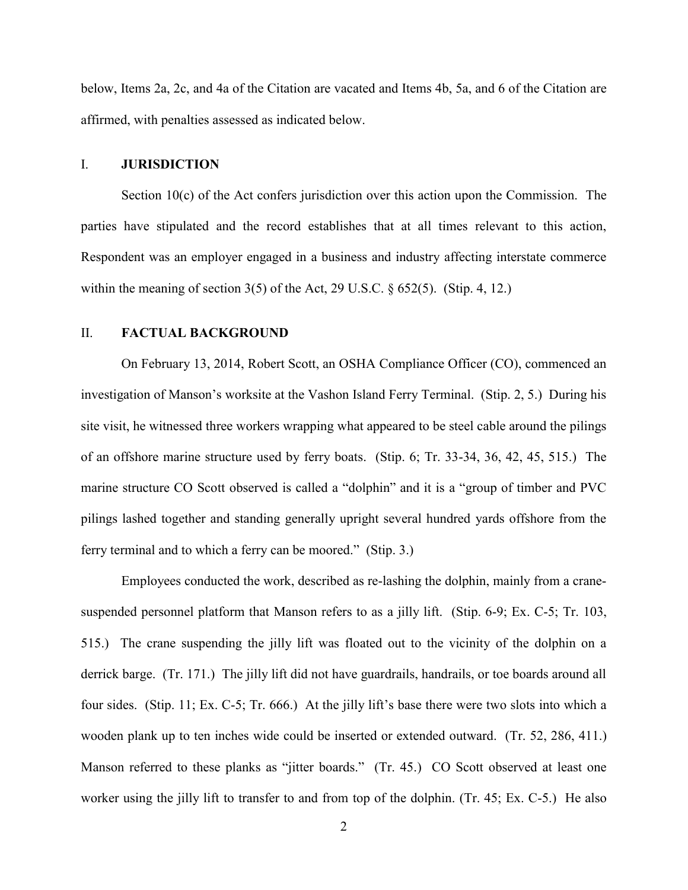below, Items 2a, 2c, and 4a of the Citation are vacated and Items 4b, 5a, and 6 of the Citation are affirmed, with penalties assessed as indicated below.

## I. JURISDICTION

Section 10(c) of the Act confers jurisdiction over this action upon the Commission. The parties have stipulated and the record establishes that at all times relevant to this action, Respondent was an employer engaged in a business and industry affecting interstate commerce within the meaning of section 3(5) of the Act, 29 U.S.C. § 652(5). (Stip. 4, 12.)

## II. FACTUAL BACKGROUND

On February 13, 2014, Robert Scott, an OSHA Compliance Officer (CO), commenced an investigation of Manson's worksite at the Vashon Island Ferry Terminal. (Stip. 2, 5.) During his site visit, he witnessed three workers wrapping what appeared to be steel cable around the pilings of an offshore marine structure used by ferry boats. (Stip. 6; Tr. 33-34, 36, 42, 45, 515.) The marine structure CO Scott observed is called a "dolphin" and it is a "group of timber and PVC pilings lashed together and standing generally upright several hundred yards offshore from the ferry terminal and to which a ferry can be moored." (Stip. 3.)

Employees conducted the work, described as re-lashing the dolphin, mainly from a crane-suspended personnel platform that Manson refers to as a jilly lift. (Stip. 6-9; Ex. C-5; Tr. 103, 515.) The crane suspending the jilly lift was floated out to the vicinity of the dolphin on a derrick barge. (Tr. 171.) The jilly lift did not have guardrails, handrails, or toe boards around all four sides. (Stip. 11; Ex. C-5; Tr. 666.) At the jilly lift's base there were two slots into which a wooden plank up to ten inches wide could be inserted or extended outward. (Tr. 52, 286, 411.) Manson referred to these planks as "jitter boards." (Tr. 45.) CO Scott observed at least one worker using the jilly lift to transfer to and from top of the dolphin. (Tr. 45; Ex. C-5.) He also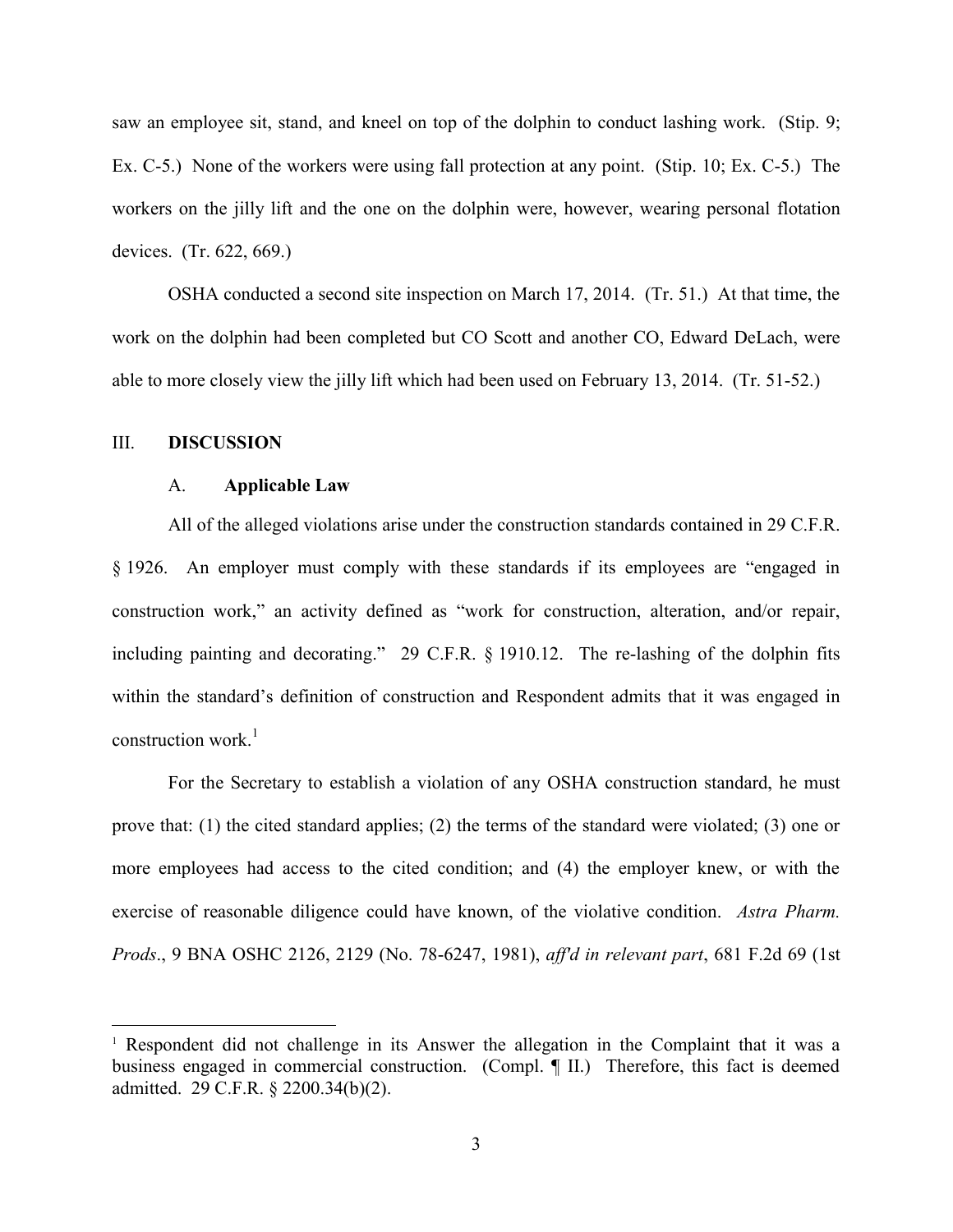saw an employee sit, stand, and kneel on top of the dolphin to conduct lashing work. (Stip. 9; Ex. C-5.) None of the workers were using fall protection at any point. (Stip. 10; Ex. C-5.) The workers on the jilly lift and the one on the dolphin were, however, wearing personal flotation devices. (Tr. 622, 669.)

OSHA conducted a second site inspection on March 17, 2014. (Tr. 51.) At that time, the work on the dolphin had been completed but CO Scott and another CO, Edward DeLach, were able to more closely view the jilly lift which had been used on February 13, 2014. (Tr. 51-52.)

## III. **DISCUSSION**

### A. **Applicable Law**

All of the alleged violations arise under the construction standards contained in 29 C.F.R. § 1926. An employer must comply with these standards if its employees are "engaged in construction work," an activity defined as "work for construction, alteration, and/or repair, including painting and decorating." 29 C.F.R. § 1910.12. The re-lashing of the dolphin fits within the standard's definition of construction and Respondent admits that it was engaged in construction work.[1]

For the Secretary to establish a violation of any OSHA construction standard, he must prove that: (1) the cited standard applies; (2) the terms of the standard were violated; (3) one or more employees had access to the cited condition; and (4) the employer knew, or with the exercise of reasonable diligence could have known, of the violative condition. *Astra Pharm. Prods*., 9 BNA OSHC 2126, 2129 (No. 78-6247, 1981), *aff'd in relevant part*, 681 F.2d 69 (1st

---

[1] Respondent did not challenge in its Answer the allegation in the Complaint that it was a business engaged in commercial construction. (Compl. ¶ II.) Therefore, this fact is deemed admitted. 29 C.F.R. § 2200.34(b)(2).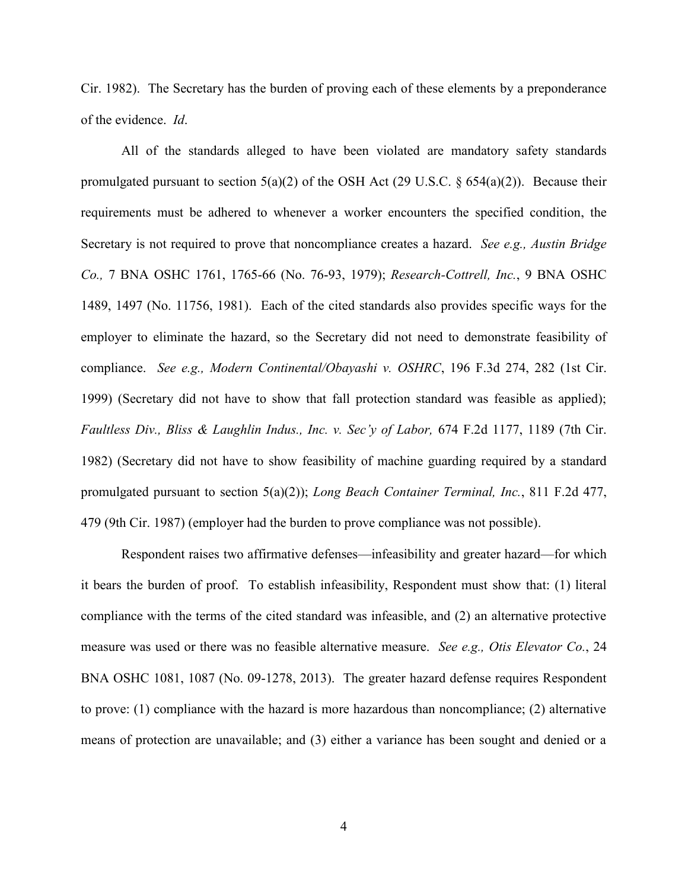Cir. 1982). The Secretary has the burden of proving each of these elements by a preponderance of the evidence. *Id*.

All of the standards alleged to have been violated are mandatory safety standards promulgated pursuant to section 5(a)(2) of the OSH Act (29 U.S.C. § 654(a)(2)). Because their requirements must be adhered to whenever a worker encounters the specified condition, the Secretary is not required to prove that noncompliance creates a hazard. *See e.g., Austin Bridge Co.,* 7 BNA OSHC 1761, 1765-66 (No. 76-93, 1979); *Research-Cottrell, Inc.*, 9 BNA OSHC 1489, 1497 (No. 11756, 1981). Each of the cited standards also provides specific ways for the employer to eliminate the hazard, so the Secretary did not need to demonstrate feasibility of compliance. *See e.g., Modern Continental/Obayashi v. OSHRC*, 196 F.3d 274, 282 (1st Cir. 1999) (Secretary did not have to show that fall protection standard was feasible as applied); *Faultless Div., Bliss & Laughlin Indus., Inc. v. Sec'y of Labor,* 674 F.2d 1177, 1189 (7th Cir. 1982) (Secretary did not have to show feasibility of machine guarding required by a standard promulgated pursuant to section 5(a)(2)); *Long Beach Container Terminal, Inc.*, 811 F.2d 477, 479 (9th Cir. 1987) (employer had the burden to prove compliance was not possible).

Respondent raises two affirmative defenses—infeasibility and greater hazard—for which it bears the burden of proof. To establish infeasibility, Respondent must show that: (1) literal compliance with the terms of the cited standard was infeasible, and (2) an alternative protective measure was used or there was no feasible alternative measure. *See e.g., Otis Elevator Co.*, 24 BNA OSHC 1081, 1087 (No. 09-1278, 2013). The greater hazard defense requires Respondent to prove: (1) compliance with the hazard is more hazardous than noncompliance; (2) alternative means of protection are unavailable; and (3) either a variance has been sought and denied or a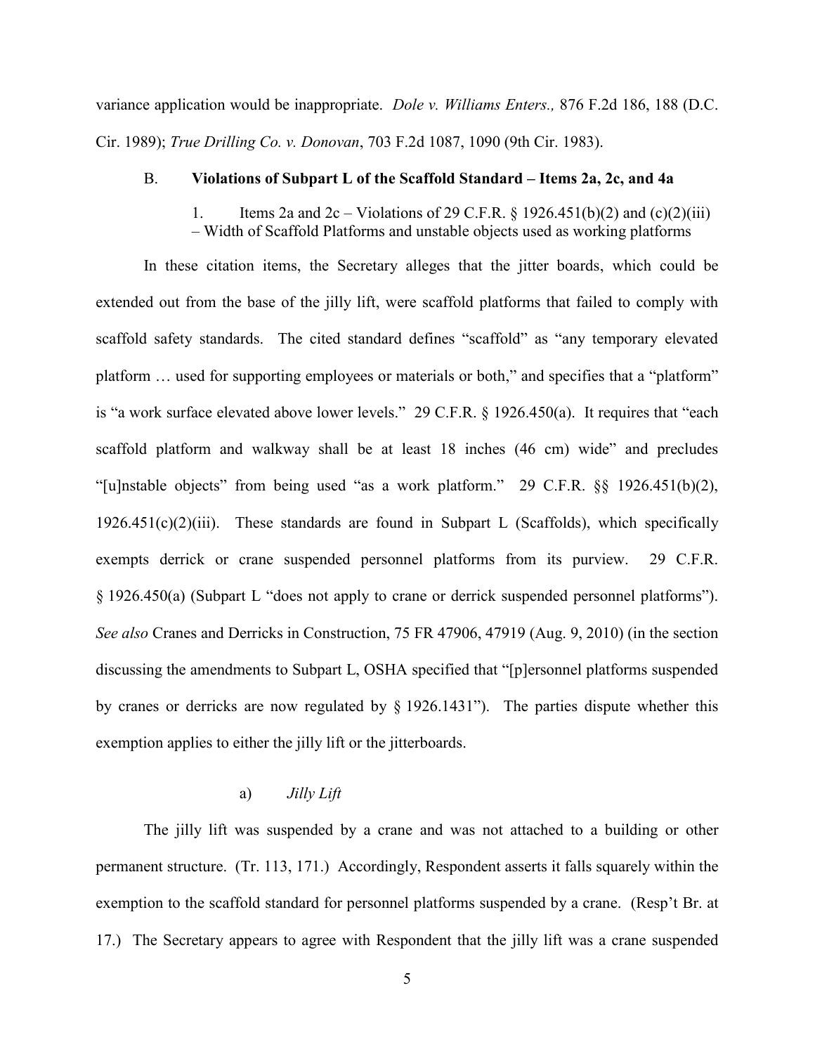variance application would be inappropriate. *Dole v. Williams Enters.,* 876 F.2d 186, 188 (D.C. Cir. 1989); *True Drilling Co. v. Donovan*, 703 F.2d 1087, 1090 (9th Cir. 1983).

### B. Violations of Subpart L of the Scaffold Standard – Items 2a, 2c, and 4a

#### 1. Items 2a and 2c – Violations of 29 C.F.R. § 1926.451(b)(2) and (c)(2)(iii) – Width of Scaffold Platforms and unstable objects used as working platforms

In these citation items, the Secretary alleges that the jitter boards, which could be extended out from the base of the jilly lift, were scaffold platforms that failed to comply with scaffold safety standards. The cited standard defines "scaffold" as "any temporary elevated platform … used for supporting employees or materials or both," and specifies that a "platform" is "a work surface elevated above lower levels." 29 C.F.R. § 1926.450(a). It requires that "each scaffold platform and walkway shall be at least 18 inches (46 cm) wide" and precludes "[u]nstable objects" from being used "as a work platform." 29 C.F.R. §§ 1926.451(b)(2), 1926.451(c)(2)(iii). These standards are found in Subpart L (Scaffolds), which specifically exempts derrick or crane suspended personnel platforms from its purview. 29 C.F.R. § 1926.450(a) (Subpart L "does not apply to crane or derrick suspended personnel platforms"). *See also* Cranes and Derricks in Construction, 75 FR 47906, 47919 (Aug. 9, 2010) (in the section discussing the amendments to Subpart L, OSHA specified that "[p]ersonnel platforms suspended by cranes or derricks are now regulated by § 1926.1431"). The parties dispute whether this exemption applies to either the jilly lift or the jitterboards.

##### a) *Jilly Lift*

The jilly lift was suspended by a crane and was not attached to a building or other permanent structure. (Tr. 113, 171.) Accordingly, Respondent asserts it falls squarely within the exemption to the scaffold standard for personnel platforms suspended by a crane. (Resp't Br. at 17.) The Secretary appears to agree with Respondent that the jilly lift was a crane suspended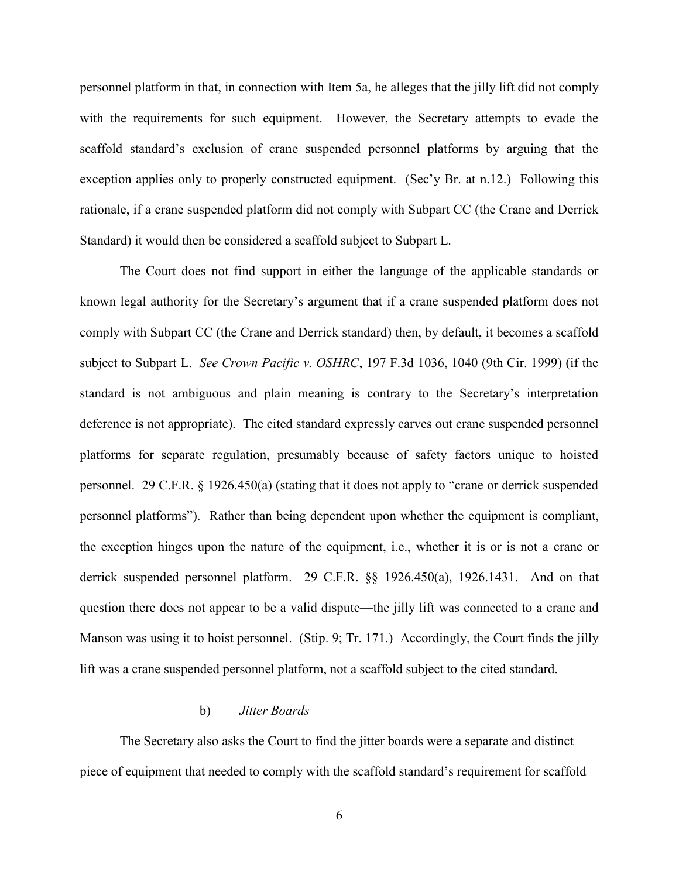personnel platform in that, in connection with Item 5a, he alleges that the jilly lift did not comply with the requirements for such equipment. However, the Secretary attempts to evade the scaffold standard's exclusion of crane suspended personnel platforms by arguing that the exception applies only to properly constructed equipment. (Sec'y Br. at n.12.) Following this rationale, if a crane suspended platform did not comply with Subpart CC (the Crane and Derrick Standard) it would then be considered a scaffold subject to Subpart L.

The Court does not find support in either the language of the applicable standards or known legal authority for the Secretary's argument that if a crane suspended platform does not comply with Subpart CC (the Crane and Derrick standard) then, by default, it becomes a scaffold subject to Subpart L. *See Crown Pacific v. OSHRC*, 197 F.3d 1036, 1040 (9th Cir. 1999) (if the standard is not ambiguous and plain meaning is contrary to the Secretary's interpretation deference is not appropriate). The cited standard expressly carves out crane suspended personnel platforms for separate regulation, presumably because of safety factors unique to hoisted personnel. 29 C.F.R. § 1926.450(a) (stating that it does not apply to "crane or derrick suspended personnel platforms"). Rather than being dependent upon whether the equipment is compliant, the exception hinges upon the nature of the equipment, i.e., whether it is or is not a crane or derrick suspended personnel platform. 29 C.F.R. §§ 1926.450(a), 1926.1431. And on that question there does not appear to be a valid dispute—the jilly lift was connected to a crane and Manson was using it to hoist personnel. (Stip. 9; Tr. 171.) Accordingly, the Court finds the jilly lift was a crane suspended personnel platform, not a scaffold subject to the cited standard.

b) *Jitter Boards*

The Secretary also asks the Court to find the jitter boards were a separate and distinct piece of equipment that needed to comply with the scaffold standard's requirement for scaffold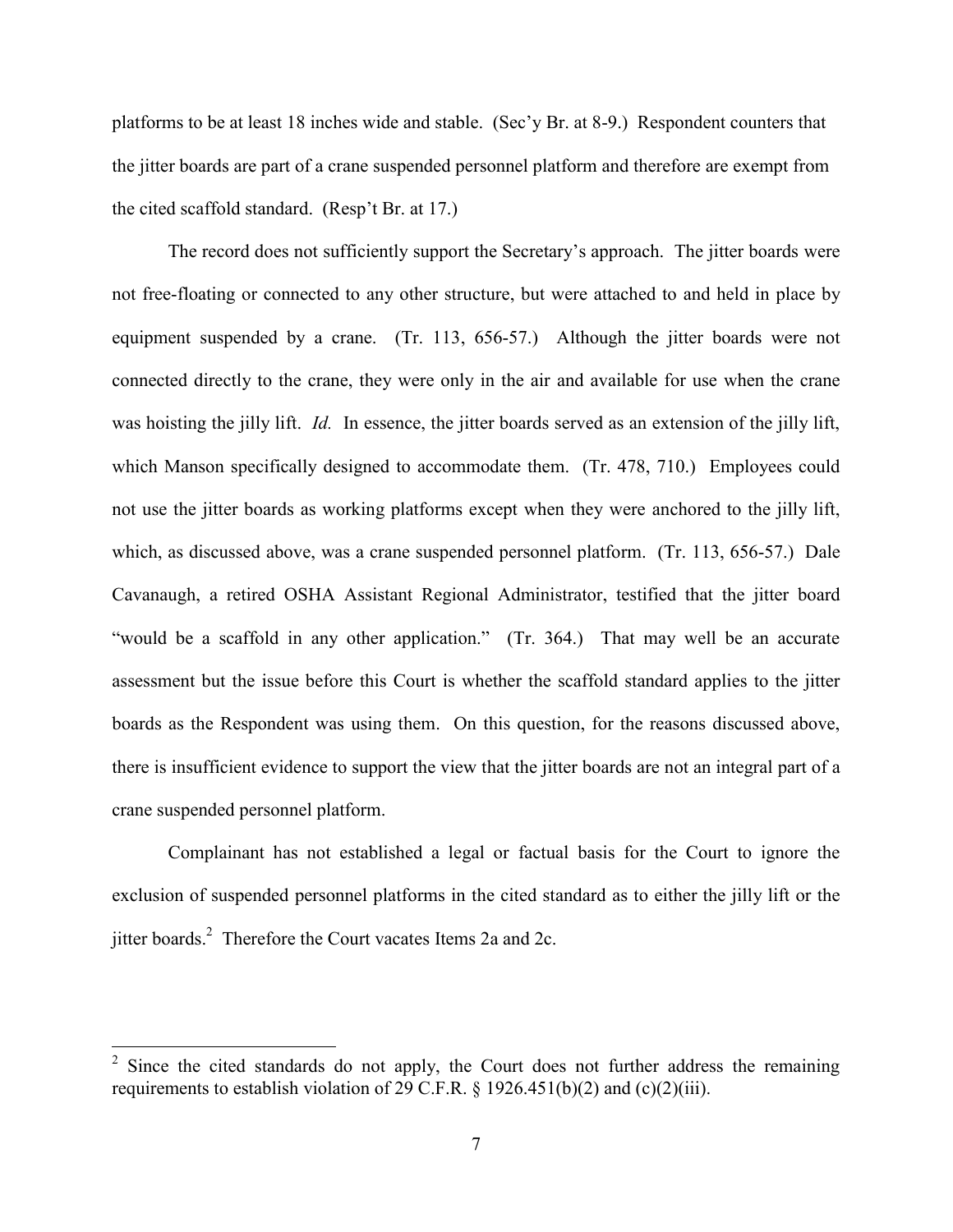platforms to be at least 18 inches wide and stable. (Sec'y Br. at 8-9.) Respondent counters that the jitter boards are part of a crane suspended personnel platform and therefore are exempt from the cited scaffold standard. (Resp't Br. at 17.)

The record does not sufficiently support the Secretary's approach. The jitter boards were not free-floating or connected to any other structure, but were attached to and held in place by equipment suspended by a crane. (Tr. 113, 656-57.) Although the jitter boards were not connected directly to the crane, they were only in the air and available for use when the crane was hoisting the jilly lift. *Id.* In essence, the jitter boards served as an extension of the jilly lift, which Manson specifically designed to accommodate them. (Tr. 478, 710.) Employees could not use the jitter boards as working platforms except when they were anchored to the jilly lift, which, as discussed above, was a crane suspended personnel platform. (Tr. 113, 656-57.) Dale Cavanaugh, a retired OSHA Assistant Regional Administrator, testified that the jitter board "would be a scaffold in any other application." (Tr. 364.) That may well be an accurate assessment but the issue before this Court is whether the scaffold standard applies to the jitter boards as the Respondent was using them. On this question, for the reasons discussed above, there is insufficient evidence to support the view that the jitter boards are not an integral part of a crane suspended personnel platform.

Complainant has not established a legal or factual basis for the Court to ignore the exclusion of suspended personnel platforms in the cited standard as to either the jilly lift or the jitter boards.[2] Therefore the Court vacates Items 2a and 2c.

---

[2] Since the cited standards do not apply, the Court does not further address the remaining requirements to establish violation of 29 C.F.R. § 1926.451(b)(2) and (c)(2)(iii).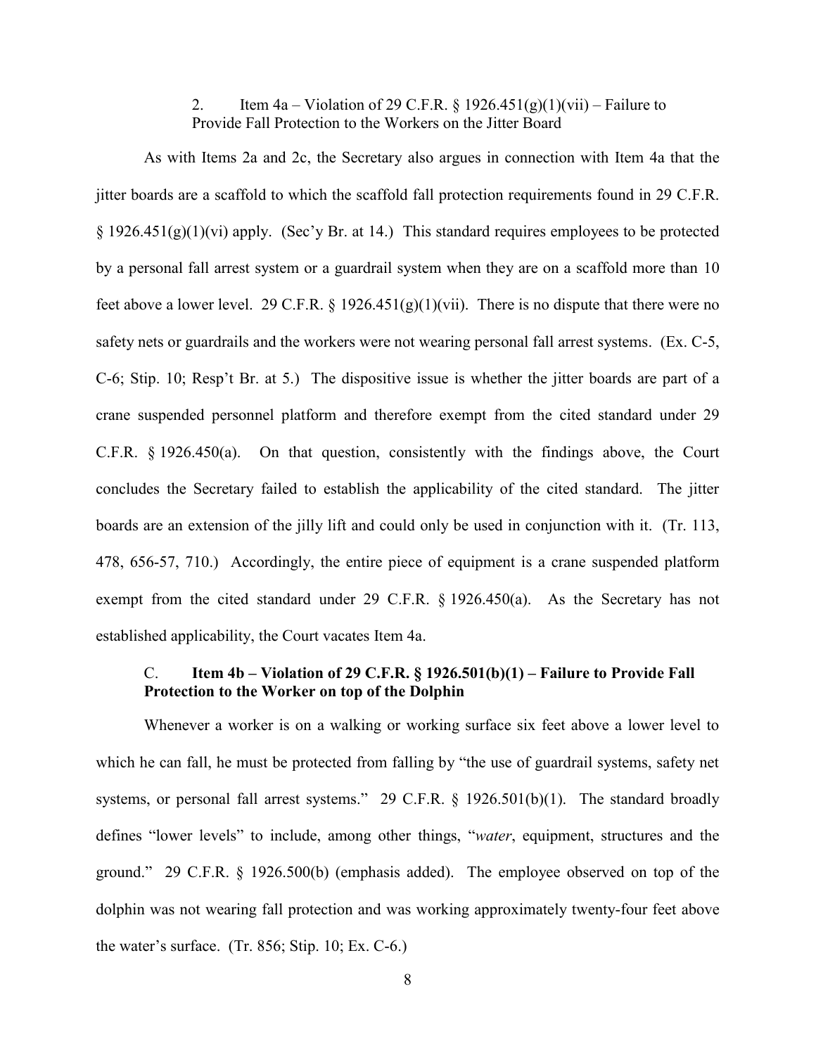2. Item 4a – Violation of 29 C.F.R. § 1926.451(g)(1)(vii) – Failure to Provide Fall Protection to the Workers on the Jitter Board

As with Items 2a and 2c, the Secretary also argues in connection with Item 4a that the jitter boards are a scaffold to which the scaffold fall protection requirements found in 29 C.F.R. § 1926.451(g)(1)(vi) apply. (Sec'y Br. at 14.) This standard requires employees to be protected by a personal fall arrest system or a guardrail system when they are on a scaffold more than 10 feet above a lower level. 29 C.F.R. § 1926.451(g)(1)(vii). There is no dispute that there were no safety nets or guardrails and the workers were not wearing personal fall arrest systems. (Ex. C-5, C-6; Stip. 10; Resp't Br. at 5.) The dispositive issue is whether the jitter boards are part of a crane suspended personnel platform and therefore exempt from the cited standard under 29 C.F.R. § 1926.450(a). On that question, consistently with the findings above, the Court concludes the Secretary failed to establish the applicability of the cited standard. The jitter boards are an extension of the jilly lift and could only be used in conjunction with it. (Tr. 113, 478, 656-57, 710.) Accordingly, the entire piece of equipment is a crane suspended platform exempt from the cited standard under 29 C.F.R. § 1926.450(a). As the Secretary has not established applicability, the Court vacates Item 4a.

### C. **Item 4b – Violation of 29 C.F.R. § 1926.501(b)(1) – Failure to Provide Fall Protection to the Worker on top of the Dolphin**

Whenever a worker is on a walking or working surface six feet above a lower level to which he can fall, he must be protected from falling by "the use of guardrail systems, safety net systems, or personal fall arrest systems." 29 C.F.R. § 1926.501(b)(1). The standard broadly defines "lower levels" to include, among other things, "*water*, equipment, structures and the ground." 29 C.F.R. § 1926.500(b) (emphasis added). The employee observed on top of the dolphin was not wearing fall protection and was working approximately twenty-four feet above the water's surface. (Tr. 856; Stip. 10; Ex. C-6.)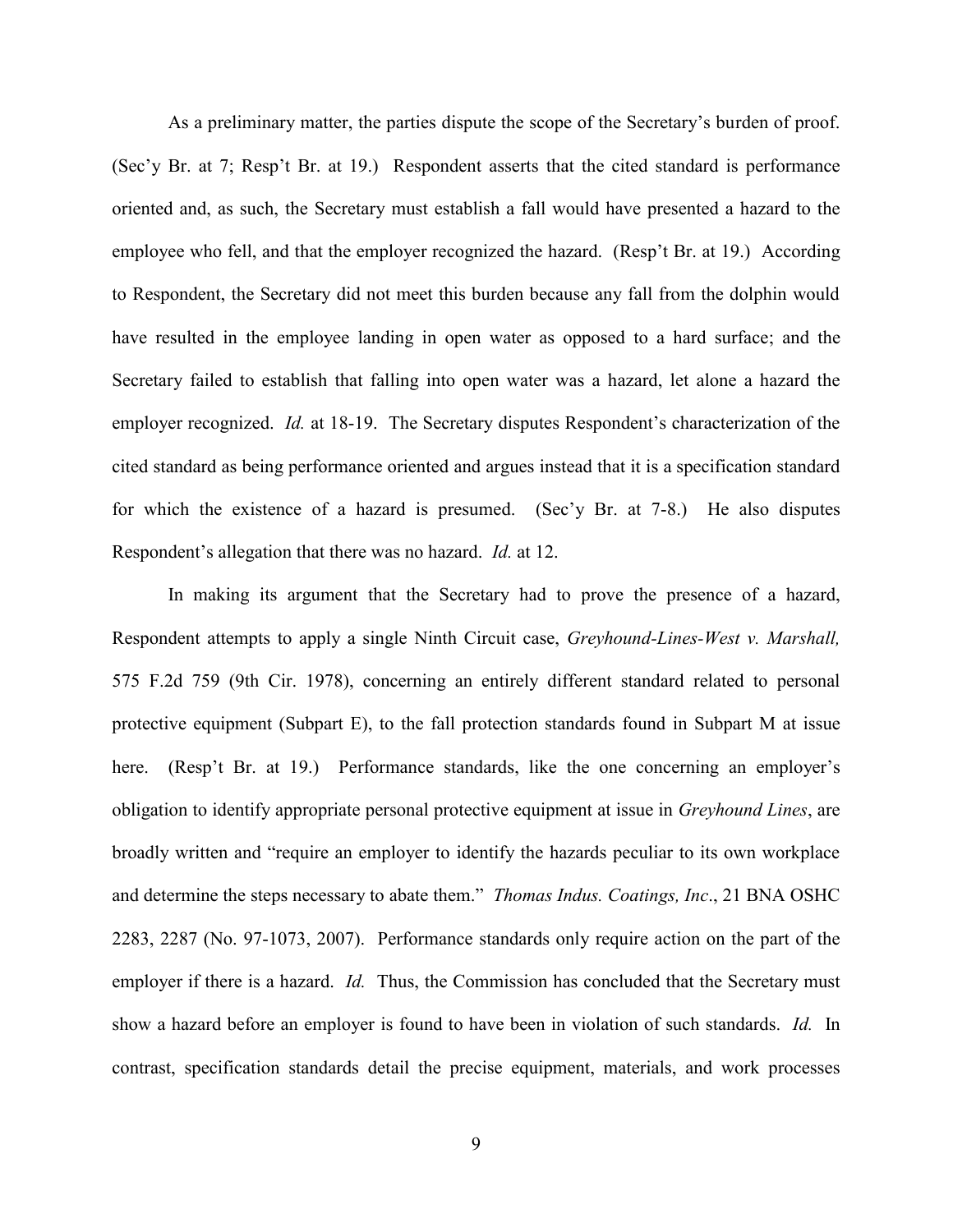As a preliminary matter, the parties dispute the scope of the Secretary's burden of proof. (Sec'y Br. at 7; Resp't Br. at 19.) Respondent asserts that the cited standard is performance oriented and, as such, the Secretary must establish a fall would have presented a hazard to the employee who fell, and that the employer recognized the hazard. (Resp't Br. at 19.) According to Respondent, the Secretary did not meet this burden because any fall from the dolphin would have resulted in the employee landing in open water as opposed to a hard surface; and the Secretary failed to establish that falling into open water was a hazard, let alone a hazard the employer recognized. *Id.* at 18-19. The Secretary disputes Respondent's characterization of the cited standard as being performance oriented and argues instead that it is a specification standard for which the existence of a hazard is presumed. (Sec'y Br. at 7-8.) He also disputes Respondent's allegation that there was no hazard. *Id.* at 12.

In making its argument that the Secretary had to prove the presence of a hazard, Respondent attempts to apply a single Ninth Circuit case, *Greyhound-Lines-West v. Marshall,* 575 F.2d 759 (9th Cir. 1978), concerning an entirely different standard related to personal protective equipment (Subpart E), to the fall protection standards found in Subpart M at issue here. (Resp't Br. at 19.) Performance standards, like the one concerning an employer's obligation to identify appropriate personal protective equipment at issue in *Greyhound Lines*, are broadly written and "require an employer to identify the hazards peculiar to its own workplace and determine the steps necessary to abate them." *Thomas Indus. Coatings, Inc*., 21 BNA OSHC 2283, 2287 (No. 97-1073, 2007). Performance standards only require action on the part of the employer if there is a hazard. *Id.* Thus, the Commission has concluded that the Secretary must show a hazard before an employer is found to have been in violation of such standards. *Id.* In contrast, specification standards detail the precise equipment, materials, and work processes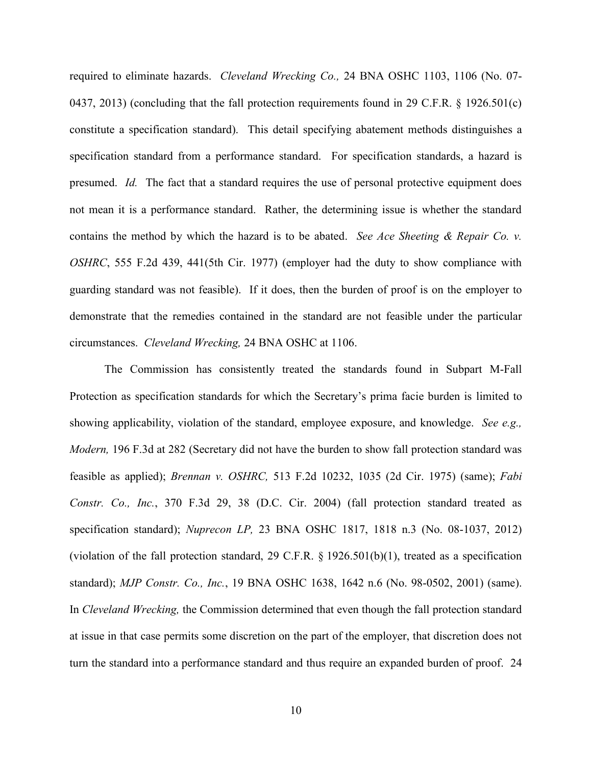required to eliminate hazards. *Cleveland Wrecking Co.,* 24 BNA OSHC 1103, 1106 (No. 07-0437, 2013) (concluding that the fall protection requirements found in 29 C.F.R. § 1926.501(c) constitute a specification standard). This detail specifying abatement methods distinguishes a specification standard from a performance standard. For specification standards, a hazard is presumed. *Id.* The fact that a standard requires the use of personal protective equipment does not mean it is a performance standard. Rather, the determining issue is whether the standard contains the method by which the hazard is to be abated. *See Ace Sheeting & Repair Co. v. OSHRC*, 555 F.2d 439, 441(5th Cir. 1977) (employer had the duty to show compliance with guarding standard was not feasible). If it does, then the burden of proof is on the employer to demonstrate that the remedies contained in the standard are not feasible under the particular circumstances. *Cleveland Wrecking,* 24 BNA OSHC at 1106.

The Commission has consistently treated the standards found in Subpart M-Fall Protection as specification standards for which the Secretary's prima facie burden is limited to showing applicability, violation of the standard, employee exposure, and knowledge. *See e.g., Modern,* 196 F.3d at 282 (Secretary did not have the burden to show fall protection standard was feasible as applied); *Brennan v. OSHRC,* 513 F.2d 10232, 1035 (2d Cir. 1975) (same); *Fabi Constr. Co., Inc.*, 370 F.3d 29, 38 (D.C. Cir. 2004) (fall protection standard treated as specification standard); *Nuprecon LP,* 23 BNA OSHC 1817, 1818 n.3 (No. 08-1037, 2012) (violation of the fall protection standard, 29 C.F.R. § 1926.501(b)(1), treated as a specification standard); *MJP Constr. Co., Inc.*, 19 BNA OSHC 1638, 1642 n.6 (No. 98-0502, 2001) (same). In *Cleveland Wrecking,* the Commission determined that even though the fall protection standard at issue in that case permits some discretion on the part of the employer, that discretion does not turn the standard into a performance standard and thus require an expanded burden of proof. 24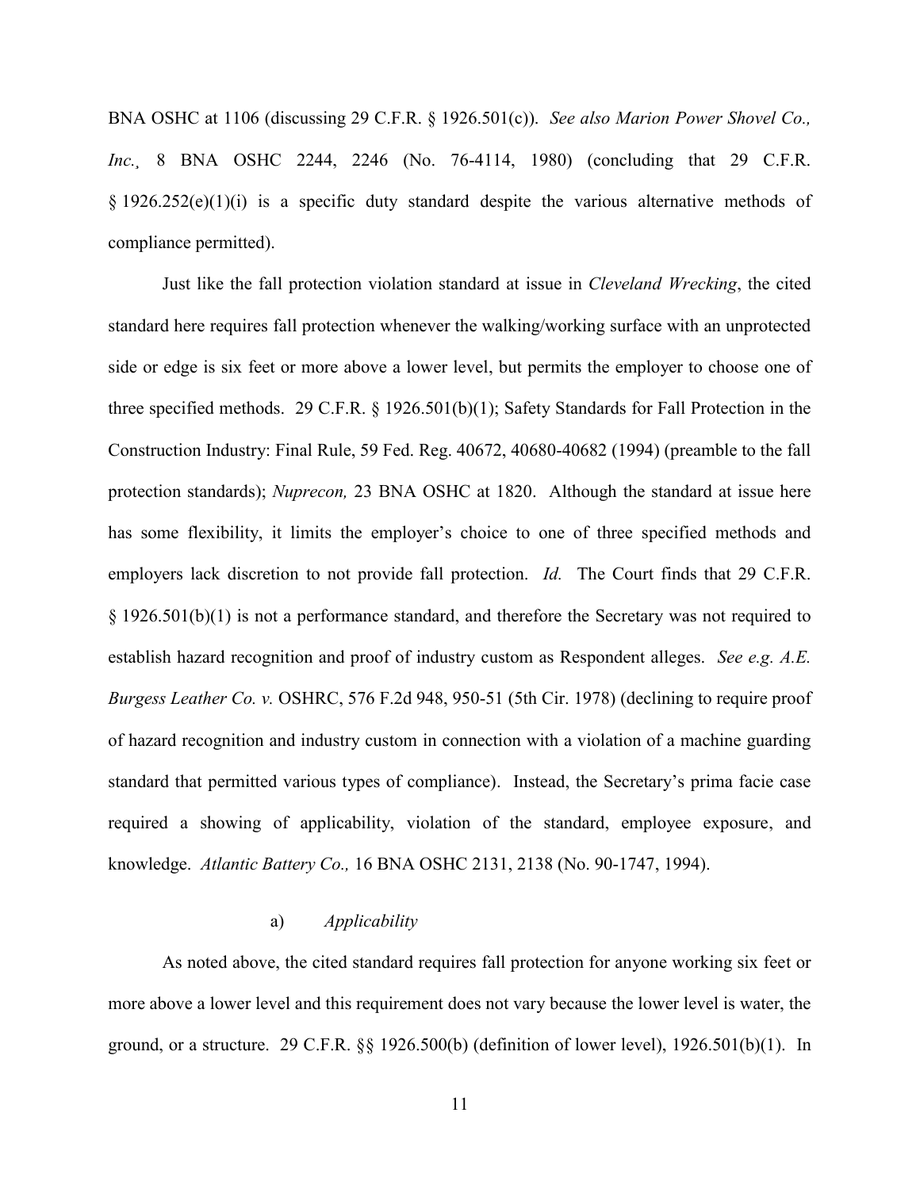BNA OSHC at 1106 (discussing 29 C.F.R. § 1926.501(c)). *See also Marion Power Shovel Co., Inc.*¸ 8 BNA OSHC 2244, 2246 (No. 76-4114, 1980) (concluding that 29 C.F.R. § 1926.252(e)(1)(i) is a specific duty standard despite the various alternative methods of compliance permitted).

Just like the fall protection violation standard at issue in *Cleveland Wrecking*, the cited standard here requires fall protection whenever the walking/working surface with an unprotected side or edge is six feet or more above a lower level, but permits the employer to choose one of three specified methods. 29 C.F.R. § 1926.501(b)(1); Safety Standards for Fall Protection in the Construction Industry: Final Rule, 59 Fed. Reg. 40672, 40680-40682 (1994) (preamble to the fall protection standards); *Nuprecon,* 23 BNA OSHC at 1820. Although the standard at issue here has some flexibility, it limits the employer's choice to one of three specified methods and employers lack discretion to not provide fall protection. *Id.* The Court finds that 29 C.F.R. § 1926.501(b)(1) is not a performance standard, and therefore the Secretary was not required to establish hazard recognition and proof of industry custom as Respondent alleges. *See e.g. A.E. Burgess Leather Co. v.* OSHRC, 576 F.2d 948, 950-51 (5th Cir. 1978) (declining to require proof of hazard recognition and industry custom in connection with a violation of a machine guarding standard that permitted various types of compliance). Instead, the Secretary's prima facie case required a showing of applicability, violation of the standard, employee exposure, and knowledge. *Atlantic Battery Co.,* 16 BNA OSHC 2131, 2138 (No. 90-1747, 1994).

a) *Applicability*

As noted above, the cited standard requires fall protection for anyone working six feet or more above a lower level and this requirement does not vary because the lower level is water, the ground, or a structure. 29 C.F.R. §§ 1926.500(b) (definition of lower level), 1926.501(b)(1). In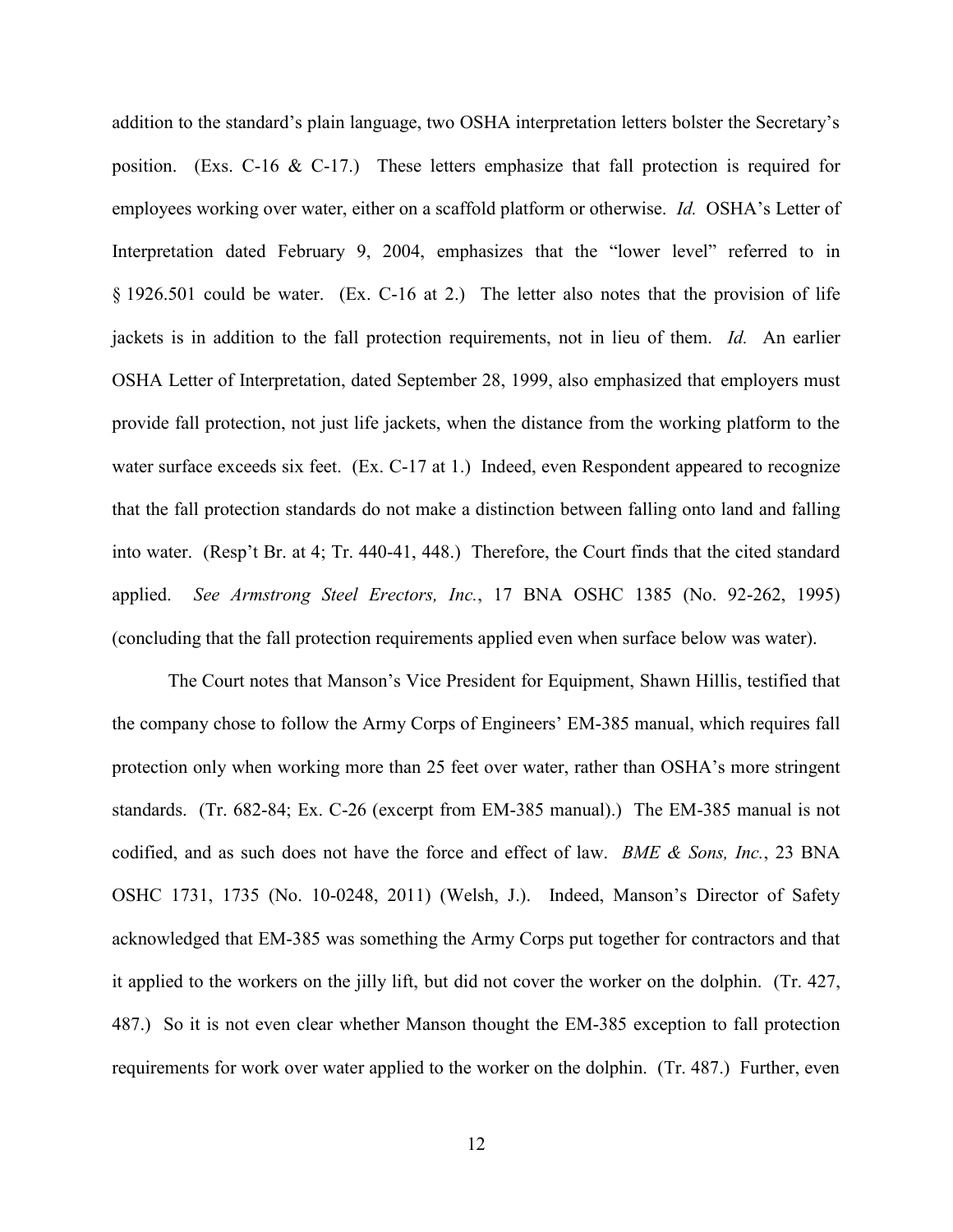addition to the standard's plain language, two OSHA interpretation letters bolster the Secretary's position. (Exs. C-16 & C-17.) These letters emphasize that fall protection is required for employees working over water, either on a scaffold platform or otherwise. *Id.* OSHA's Letter of Interpretation dated February 9, 2004, emphasizes that the "lower level" referred to in § 1926.501 could be water. (Ex. C-16 at 2.) The letter also notes that the provision of life jackets is in addition to the fall protection requirements, not in lieu of them. *Id.* An earlier OSHA Letter of Interpretation, dated September 28, 1999, also emphasized that employers must provide fall protection, not just life jackets, when the distance from the working platform to the water surface exceeds six feet. (Ex. C-17 at 1.) Indeed, even Respondent appeared to recognize that the fall protection standards do not make a distinction between falling onto land and falling into water. (Resp't Br. at 4; Tr. 440-41, 448.) Therefore, the Court finds that the cited standard applied. *See Armstrong Steel Erectors, Inc.*, 17 BNA OSHC 1385 (No. 92-262, 1995) (concluding that the fall protection requirements applied even when surface below was water).

The Court notes that Manson's Vice President for Equipment, Shawn Hillis, testified that the company chose to follow the Army Corps of Engineers' EM-385 manual, which requires fall protection only when working more than 25 feet over water, rather than OSHA's more stringent standards. (Tr. 682-84; Ex. C-26 (excerpt from EM-385 manual).) The EM-385 manual is not codified, and as such does not have the force and effect of law. *BME & Sons, Inc.*, 23 BNA OSHC 1731, 1735 (No. 10-0248, 2011) (Welsh, J.). Indeed, Manson's Director of Safety acknowledged that EM-385 was something the Army Corps put together for contractors and that it applied to the workers on the jilly lift, but did not cover the worker on the dolphin. (Tr. 427, 487.) So it is not even clear whether Manson thought the EM-385 exception to fall protection requirements for work over water applied to the worker on the dolphin. (Tr. 487.) Further, even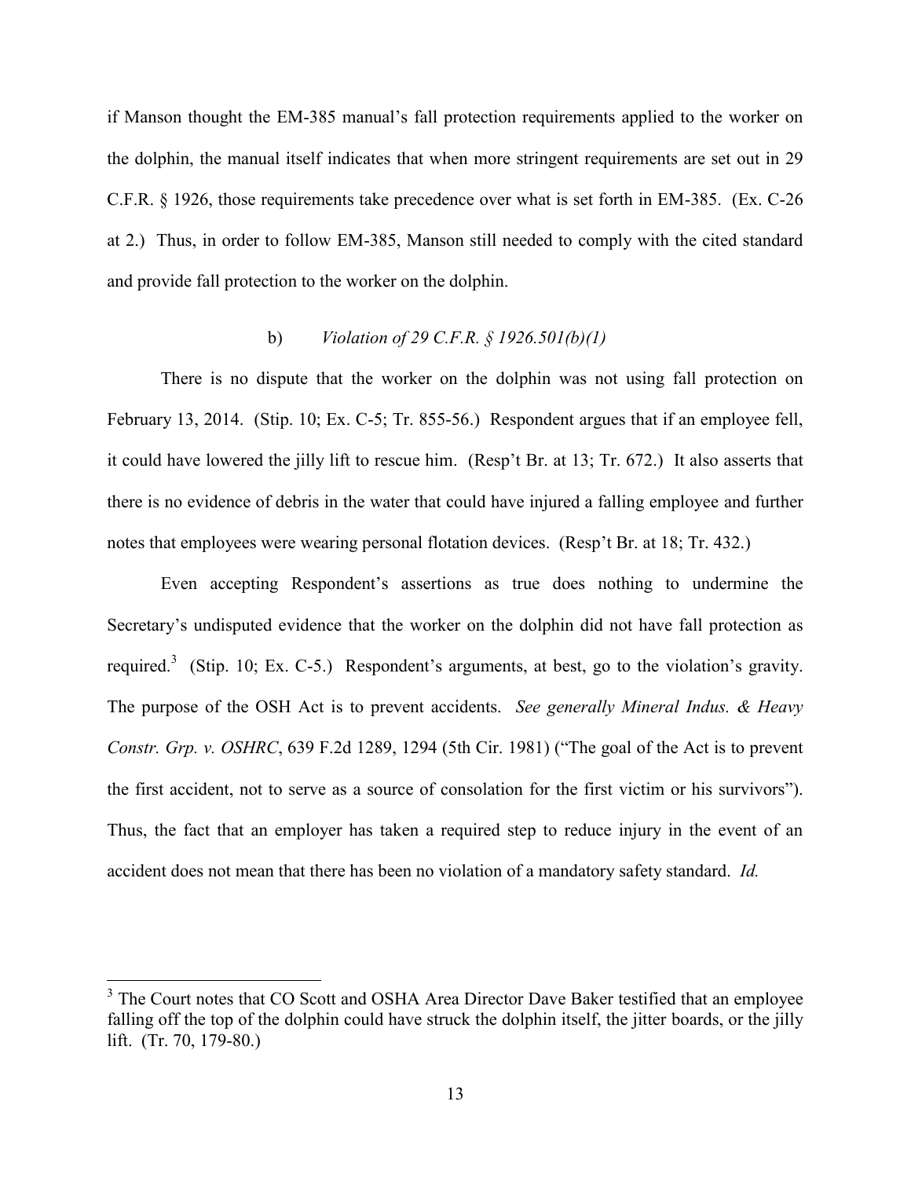if Manson thought the EM-385 manual's fall protection requirements applied to the worker on the dolphin, the manual itself indicates that when more stringent requirements are set out in 29 C.F.R. § 1926, those requirements take precedence over what is set forth in EM-385. (Ex. C-26 at 2.) Thus, in order to follow EM-385, Manson still needed to comply with the cited standard and provide fall protection to the worker on the dolphin.

b) *Violation of 29 C.F.R. § 1926.501(b)(1)*

There is no dispute that the worker on the dolphin was not using fall protection on February 13, 2014. (Stip. 10; Ex. C-5; Tr. 855-56.) Respondent argues that if an employee fell, it could have lowered the jilly lift to rescue him. (Resp't Br. at 13; Tr. 672.) It also asserts that there is no evidence of debris in the water that could have injured a falling employee and further notes that employees were wearing personal flotation devices. (Resp't Br. at 18; Tr. 432.)

Even accepting Respondent's assertions as true does nothing to undermine the Secretary's undisputed evidence that the worker on the dolphin did not have fall protection as required.[3] (Stip. 10; Ex. C-5.) Respondent's arguments, at best, go to the violation's gravity. The purpose of the OSH Act is to prevent accidents. *See generally Mineral Indus. & Heavy Constr. Grp. v. OSHRC*, 639 F.2d 1289, 1294 (5th Cir. 1981) ("The goal of the Act is to prevent the first accident, not to serve as a source of consolation for the first victim or his survivors"). Thus, the fact that an employer has taken a required step to reduce injury in the event of an accident does not mean that there has been no violation of a mandatory safety standard. *Id.*

[3] The Court notes that CO Scott and OSHA Area Director Dave Baker testified that an employee falling off the top of the dolphin could have struck the dolphin itself, the jitter boards, or the jilly lift. (Tr. 70, 179-80.)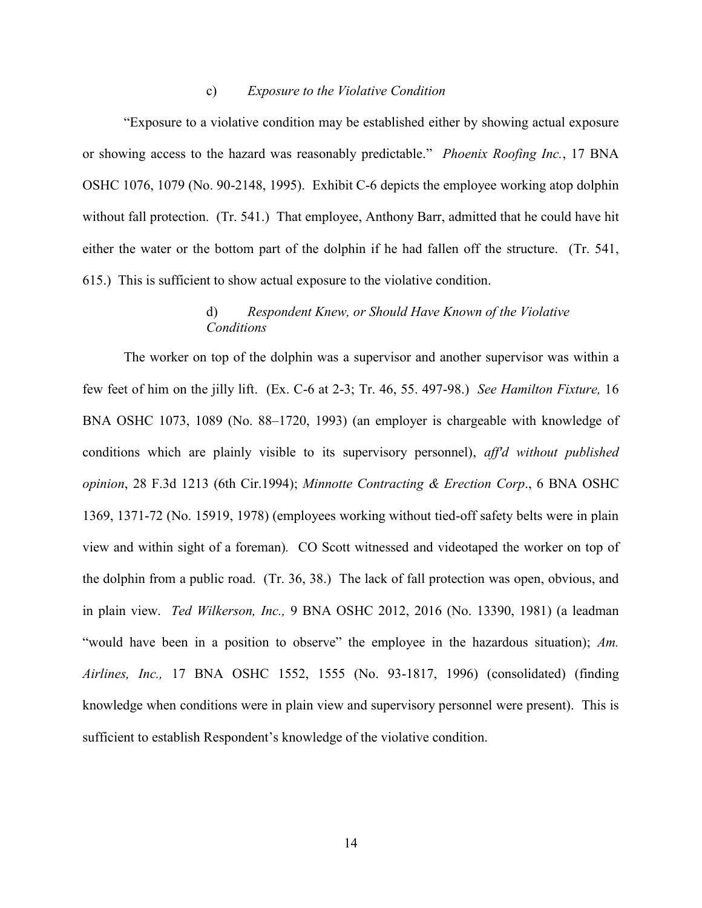#### c) *Exposure to the Violative Condition*

"Exposure to a violative condition may be established either by showing actual exposure or showing access to the hazard was reasonably predictable." *Phoenix Roofing Inc.*, 17 BNA OSHC 1076, 1079 (No. 90-2148, 1995). Exhibit C-6 depicts the employee working atop dolphin without fall protection. (Tr. 541.) That employee, Anthony Barr, admitted that he could have hit either the water or the bottom part of the dolphin if he had fallen off the structure. (Tr. 541, 615.) This is sufficient to show actual exposure to the violative condition.

#### d) *Respondent Knew, or Should Have Known of the Violative Conditions*

The worker on top of the dolphin was a supervisor and another supervisor was within a few feet of him on the jilly lift. (Ex. C-6 at 2-3; Tr. 46, 55. 497-98.) *See Hamilton Fixture,* 16 BNA OSHC 1073, 1089 (No. 88–1720, 1993) (an employer is chargeable with knowledge of conditions which are plainly visible to its supervisory personnel), *aff'd without published opinion*, 28 F.3d 1213 (6th Cir.1994); *Minnotte Contracting & Erection Corp*., 6 BNA OSHC 1369, 1371-72 (No. 15919, 1978) (employees working without tied-off safety belts were in plain view and within sight of a foreman). CO Scott witnessed and videotaped the worker on top of the dolphin from a public road. (Tr. 36, 38.) The lack of fall protection was open, obvious, and in plain view. *Ted Wilkerson, Inc.,* 9 BNA OSHC 2012, 2016 (No. 13390, 1981) (a leadman "would have been in a position to observe" the employee in the hazardous situation); *Am. Airlines, Inc.,* 17 BNA OSHC 1552, 1555 (No. 93-1817, 1996) (consolidated) (finding knowledge when conditions were in plain view and supervisory personnel were present). This is sufficient to establish Respondent's knowledge of the violative condition.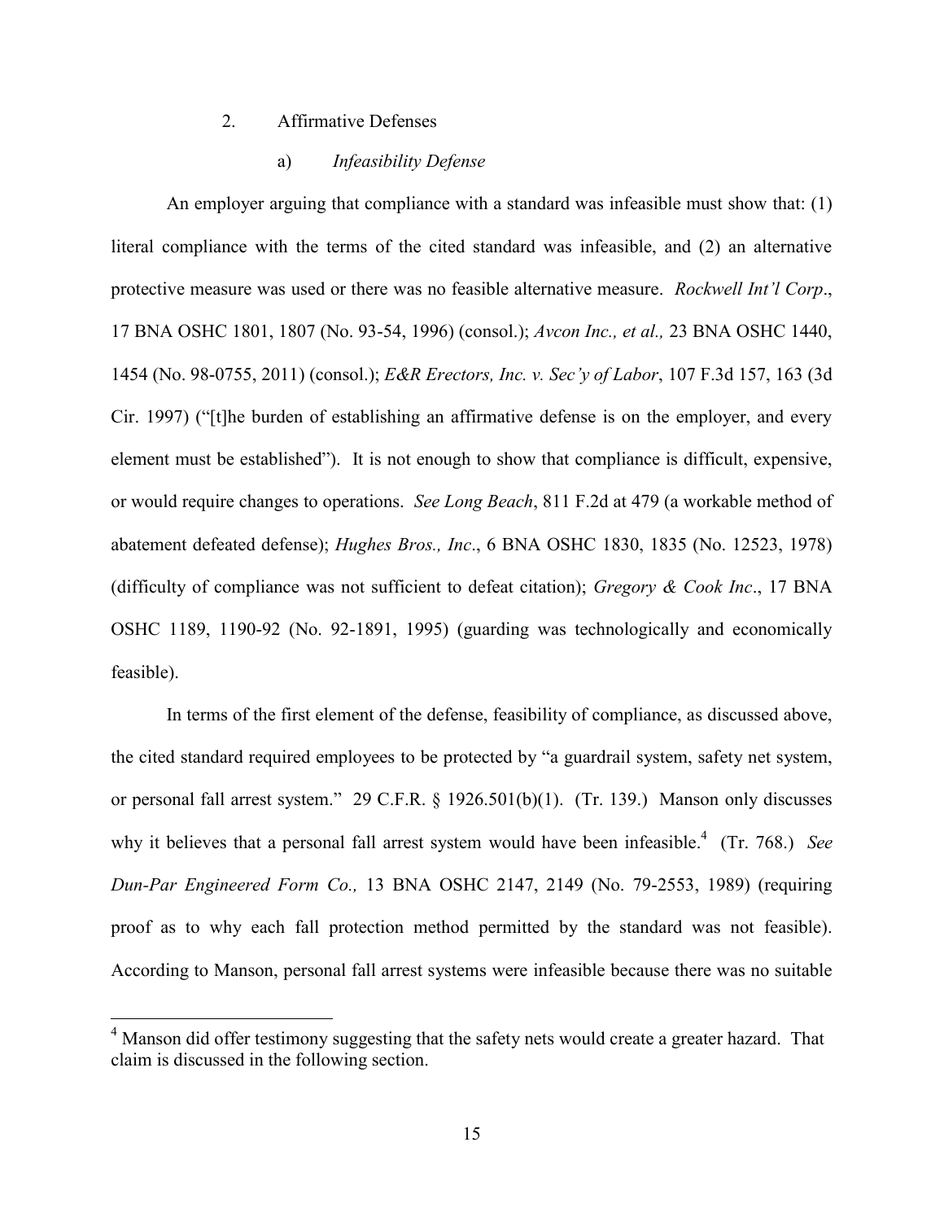### 2. Affirmative Defenses

#### a) *Infeasibility Defense*

An employer arguing that compliance with a standard was infeasible must show that: (1) literal compliance with the terms of the cited standard was infeasible, and (2) an alternative protective measure was used or there was no feasible alternative measure. *Rockwell Int'l Corp*., 17 BNA OSHC 1801, 1807 (No. 93-54, 1996) (consol.); *Avcon Inc., et al.,* 23 BNA OSHC 1440, 1454 (No. 98-0755, 2011) (consol.); *E&R Erectors, Inc. v. Sec'y of Labor*, 107 F.3d 157, 163 (3d Cir. 1997) ("[t]he burden of establishing an affirmative defense is on the employer, and every element must be established"). It is not enough to show that compliance is difficult, expensive, or would require changes to operations. *See Long Beach*, 811 F.2d at 479 (a workable method of abatement defeated defense); *Hughes Bros., Inc*., 6 BNA OSHC 1830, 1835 (No. 12523, 1978) (difficulty of compliance was not sufficient to defeat citation); *Gregory & Cook Inc*., 17 BNA OSHC 1189, 1190-92 (No. 92-1891, 1995) (guarding was technologically and economically feasible).

In terms of the first element of the defense, feasibility of compliance, as discussed above, the cited standard required employees to be protected by "a guardrail system, safety net system, or personal fall arrest system." 29 C.F.R. § 1926.501(b)(1). (Tr. 139.) Manson only discusses why it believes that a personal fall arrest system would have been infeasible.[4] (Tr. 768.) *See Dun-Par Engineered Form Co.,* 13 BNA OSHC 2147, 2149 (No. 79-2553, 1989) (requiring proof as to why each fall protection method permitted by the standard was not feasible). According to Manson, personal fall arrest systems were infeasible because there was no suitable

[4] Manson did offer testimony suggesting that the safety nets would create a greater hazard. That claim is discussed in the following section.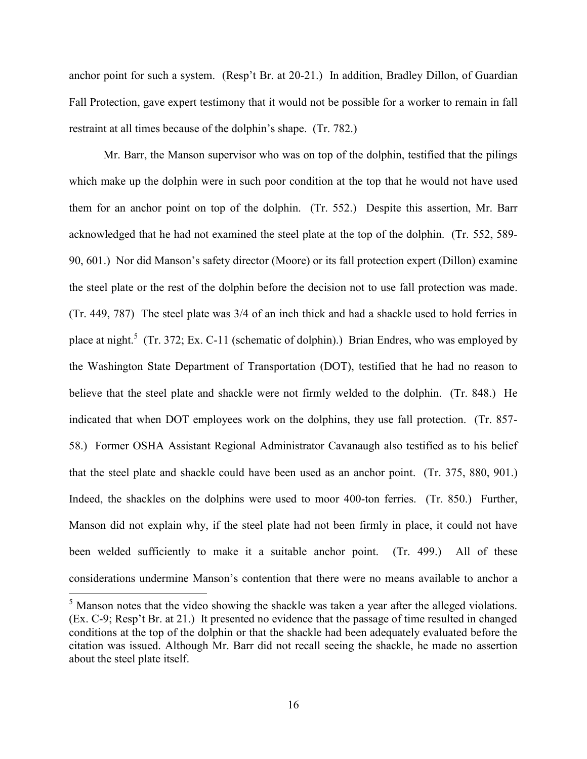anchor point for such a system. (Resp't Br. at 20-21.) In addition, Bradley Dillon, of Guardian Fall Protection, gave expert testimony that it would not be possible for a worker to remain in fall restraint at all times because of the dolphin's shape. (Tr. 782.)

Mr. Barr, the Manson supervisor who was on top of the dolphin, testified that the pilings which make up the dolphin were in such poor condition at the top that he would not have used them for an anchor point on top of the dolphin. (Tr. 552.) Despite this assertion, Mr. Barr acknowledged that he had not examined the steel plate at the top of the dolphin. (Tr. 552, 589-90, 601.) Nor did Manson's safety director (Moore) or its fall protection expert (Dillon) examine the steel plate or the rest of the dolphin before the decision not to use fall protection was made. (Tr. 449, 787) The steel plate was 3/4 of an inch thick and had a shackle used to hold ferries in place at night.[5] (Tr. 372; Ex. C-11 (schematic of dolphin).) Brian Endres, who was employed by the Washington State Department of Transportation (DOT), testified that he had no reason to believe that the steel plate and shackle were not firmly welded to the dolphin. (Tr. 848.) He indicated that when DOT employees work on the dolphins, they use fall protection. (Tr. 857-58.) Former OSHA Assistant Regional Administrator Cavanaugh also testified as to his belief that the steel plate and shackle could have been used as an anchor point. (Tr. 375, 880, 901.) Indeed, the shackles on the dolphins were used to moor 400-ton ferries. (Tr. 850.) Further, Manson did not explain why, if the steel plate had not been firmly in place, it could not have been welded sufficiently to make it a suitable anchor point. (Tr. 499.) All of these considerations undermine Manson's contention that there were no means available to anchor a

---

[5] Manson notes that the video showing the shackle was taken a year after the alleged violations. (Ex. C-9; Resp't Br. at 21.) It presented no evidence that the passage of time resulted in changed conditions at the top of the dolphin or that the shackle had been adequately evaluated before the citation was issued. Although Mr. Barr did not recall seeing the shackle, he made no assertion about the steel plate itself.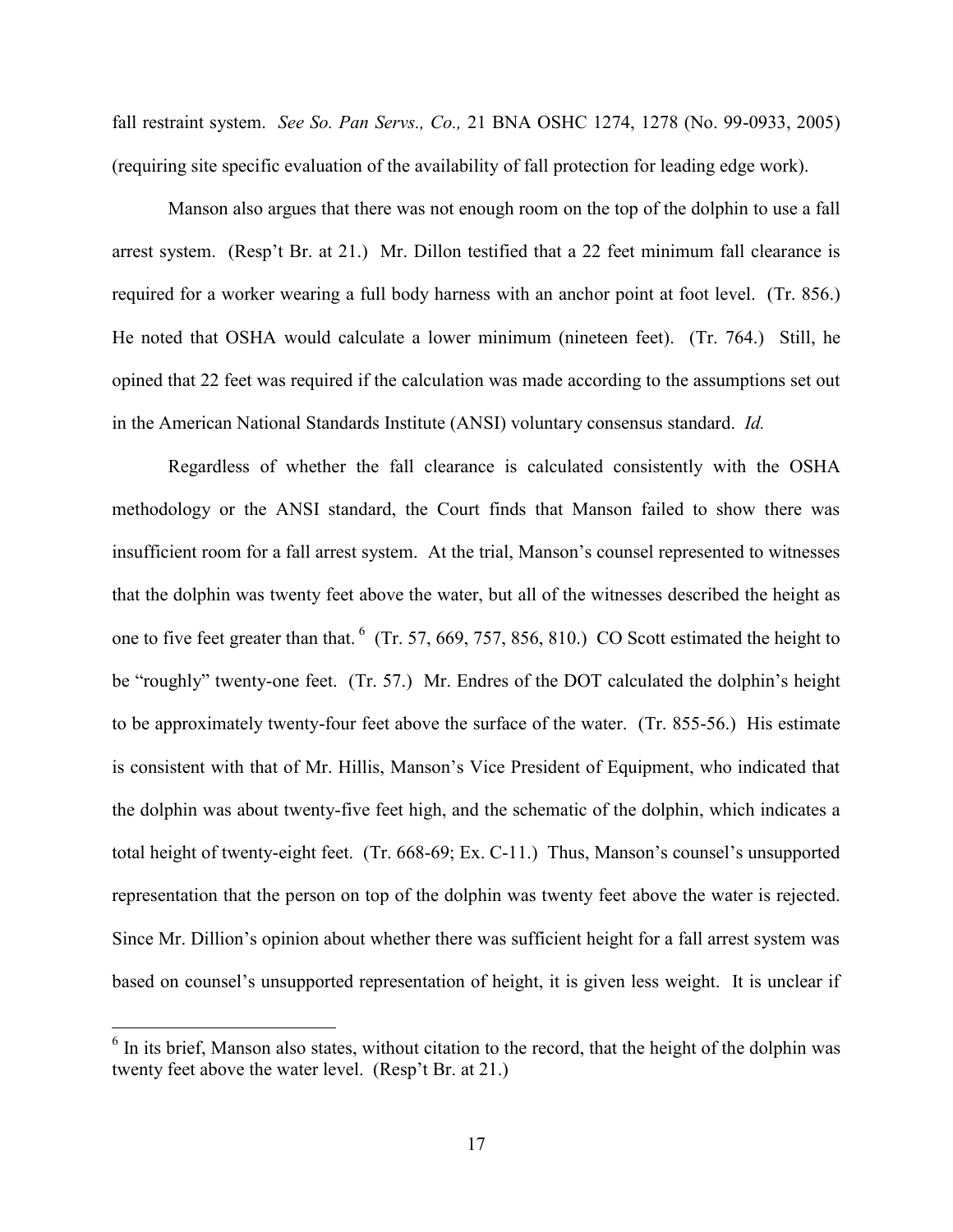fall restraint system. *See So. Pan Servs., Co.,* 21 BNA OSHC 1274, 1278 (No. 99-0933, 2005) (requiring site specific evaluation of the availability of fall protection for leading edge work).

Manson also argues that there was not enough room on the top of the dolphin to use a fall arrest system. (Resp't Br. at 21.) Mr. Dillon testified that a 22 feet minimum fall clearance is required for a worker wearing a full body harness with an anchor point at foot level. (Tr. 856.) He noted that OSHA would calculate a lower minimum (nineteen feet). (Tr. 764.) Still, he opined that 22 feet was required if the calculation was made according to the assumptions set out in the American National Standards Institute (ANSI) voluntary consensus standard. *Id.*

Regardless of whether the fall clearance is calculated consistently with the OSHA methodology or the ANSI standard, the Court finds that Manson failed to show there was insufficient room for a fall arrest system. At the trial, Manson's counsel represented to witnesses that the dolphin was twenty feet above the water, but all of the witnesses described the height as one to five feet greater than that.[6] (Tr. 57, 669, 757, 856, 810.) CO Scott estimated the height to be "roughly" twenty-one feet. (Tr. 57.) Mr. Endres of the DOT calculated the dolphin's height to be approximately twenty-four feet above the surface of the water. (Tr. 855-56.) His estimate is consistent with that of Mr. Hillis, Manson's Vice President of Equipment, who indicated that the dolphin was about twenty-five feet high, and the schematic of the dolphin, which indicates a total height of twenty-eight feet. (Tr. 668-69; Ex. C-11.) Thus, Manson's counsel's unsupported representation that the person on top of the dolphin was twenty feet above the water is rejected. Since Mr. Dillion's opinion about whether there was sufficient height for a fall arrest system was based on counsel's unsupported representation of height, it is given less weight. It is unclear if

---

[6] In its brief, Manson also states, without citation to the record, that the height of the dolphin was twenty feet above the water level. (Resp't Br. at 21.)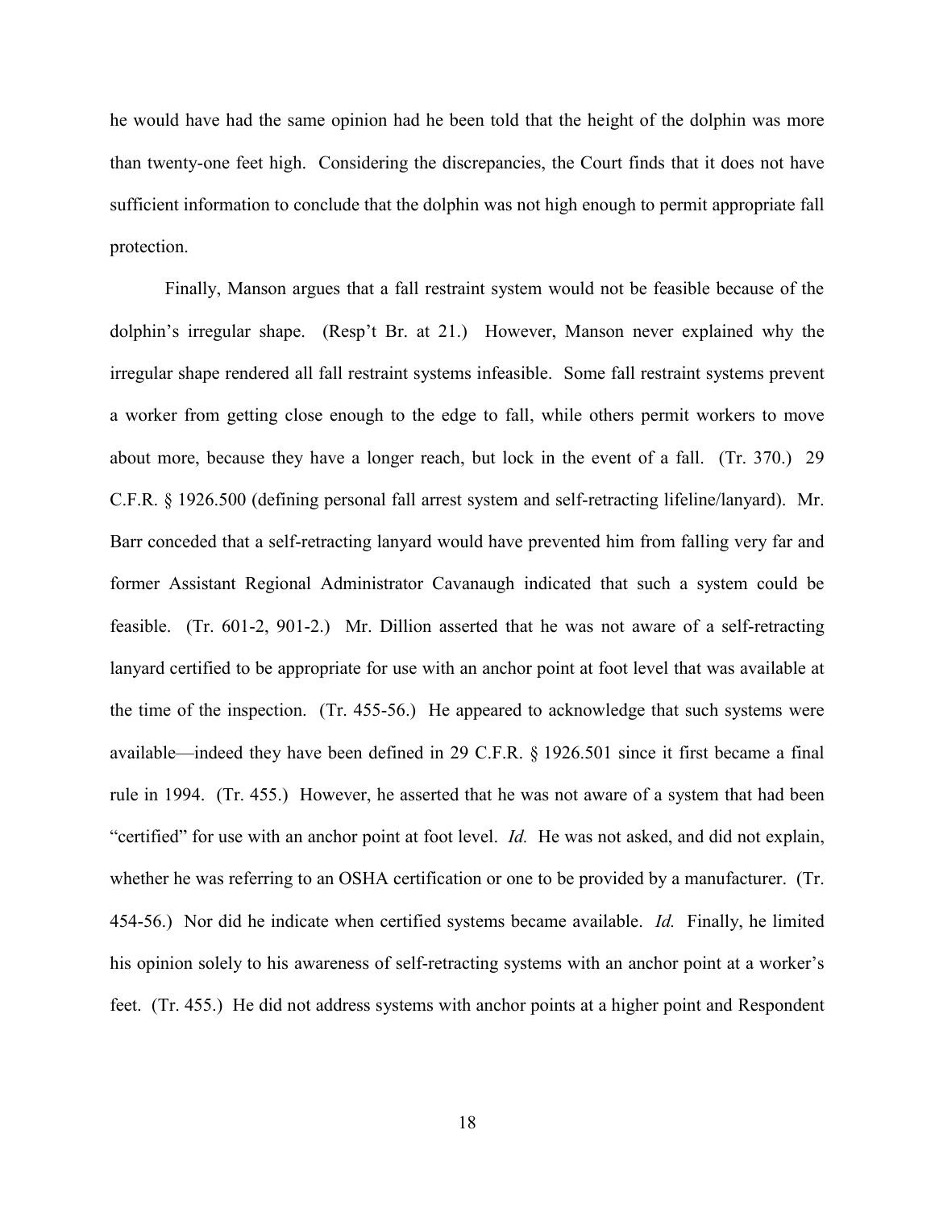he would have had the same opinion had he been told that the height of the dolphin was more than twenty-one feet high. Considering the discrepancies, the Court finds that it does not have sufficient information to conclude that the dolphin was not high enough to permit appropriate fall protection.

Finally, Manson argues that a fall restraint system would not be feasible because of the dolphin's irregular shape. (Resp't Br. at 21.) However, Manson never explained why the irregular shape rendered all fall restraint systems infeasible. Some fall restraint systems prevent a worker from getting close enough to the edge to fall, while others permit workers to move about more, because they have a longer reach, but lock in the event of a fall. (Tr. 370.) 29 C.F.R. § 1926.500 (defining personal fall arrest system and self-retracting lifeline/lanyard). Mr. Barr conceded that a self-retracting lanyard would have prevented him from falling very far and former Assistant Regional Administrator Cavanaugh indicated that such a system could be feasible. (Tr. 601-2, 901-2.) Mr. Dillion asserted that he was not aware of a self-retracting lanyard certified to be appropriate for use with an anchor point at foot level that was available at the time of the inspection. (Tr. 455-56.) He appeared to acknowledge that such systems were available—indeed they have been defined in 29 C.F.R. § 1926.501 since it first became a final rule in 1994. (Tr. 455.) However, he asserted that he was not aware of a system that had been "certified" for use with an anchor point at foot level. *Id.* He was not asked, and did not explain, whether he was referring to an OSHA certification or one to be provided by a manufacturer. (Tr. 454-56.) Nor did he indicate when certified systems became available. *Id.* Finally, he limited his opinion solely to his awareness of self-retracting systems with an anchor point at a worker's feet. (Tr. 455.) He did not address systems with anchor points at a higher point and Respondent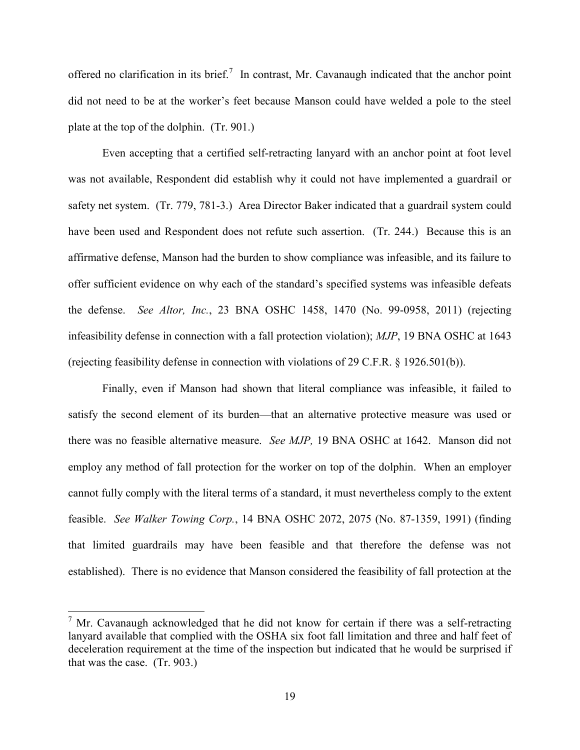offered no clarification in its brief.[7] In contrast, Mr. Cavanaugh indicated that the anchor point did not need to be at the worker's feet because Manson could have welded a pole to the steel plate at the top of the dolphin. (Tr. 901.)

Even accepting that a certified self-retracting lanyard with an anchor point at foot level was not available, Respondent did establish why it could not have implemented a guardrail or safety net system. (Tr. 779, 781-3.) Area Director Baker indicated that a guardrail system could have been used and Respondent does not refute such assertion. (Tr. 244.) Because this is an affirmative defense, Manson had the burden to show compliance was infeasible, and its failure to offer sufficient evidence on why each of the standard's specified systems was infeasible defeats the defense. *See Altor, Inc.*, 23 BNA OSHC 1458, 1470 (No. 99-0958, 2011) (rejecting infeasibility defense in connection with a fall protection violation); *MJP*, 19 BNA OSHC at 1643 (rejecting feasibility defense in connection with violations of 29 C.F.R. § 1926.501(b)).

Finally, even if Manson had shown that literal compliance was infeasible, it failed to satisfy the second element of its burden—that an alternative protective measure was used or there was no feasible alternative measure. *See MJP,* 19 BNA OSHC at 1642. Manson did not employ any method of fall protection for the worker on top of the dolphin. When an employer cannot fully comply with the literal terms of a standard, it must nevertheless comply to the extent feasible. *See Walker Towing Corp.*, 14 BNA OSHC 2072, 2075 (No. 87-1359, 1991) (finding that limited guardrails may have been feasible and that therefore the defense was not established). There is no evidence that Manson considered the feasibility of fall protection at the

---

[7] Mr. Cavanaugh acknowledged that he did not know for certain if there was a self-retracting lanyard available that complied with the OSHA six foot fall limitation and three and half feet of deceleration requirement at the time of the inspection but indicated that he would be surprised if that was the case. (Tr. 903.)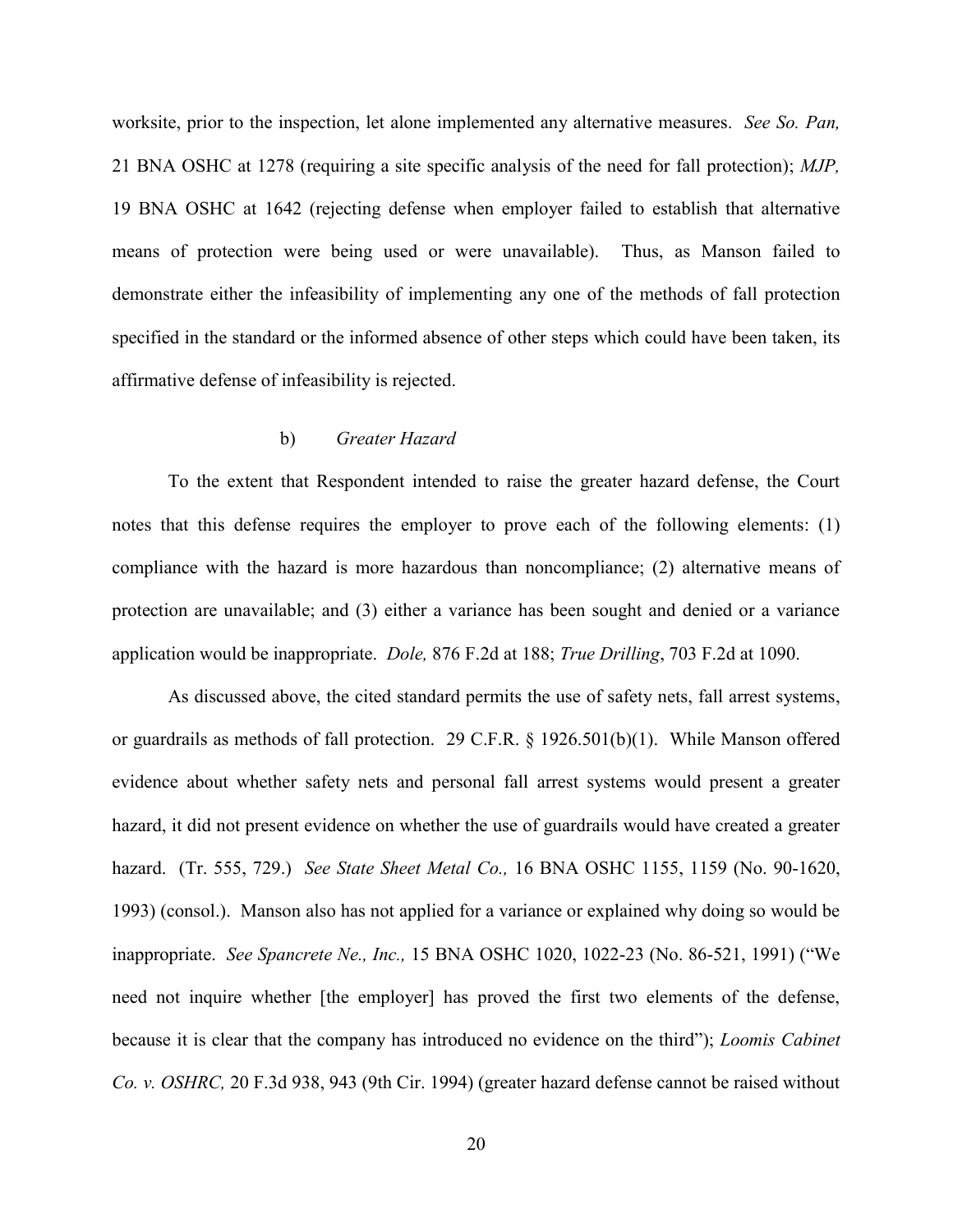worksite, prior to the inspection, let alone implemented any alternative measures. *See So. Pan,* 21 BNA OSHC at 1278 (requiring a site specific analysis of the need for fall protection); *MJP,* 19 BNA OSHC at 1642 (rejecting defense when employer failed to establish that alternative means of protection were being used or were unavailable). Thus, as Manson failed to demonstrate either the infeasibility of implementing any one of the methods of fall protection specified in the standard or the informed absence of other steps which could have been taken, its affirmative defense of infeasibility is rejected.

#### b) *Greater Hazard*

To the extent that Respondent intended to raise the greater hazard defense, the Court notes that this defense requires the employer to prove each of the following elements: (1) compliance with the hazard is more hazardous than noncompliance; (2) alternative means of protection are unavailable; and (3) either a variance has been sought and denied or a variance application would be inappropriate. *Dole,* 876 F.2d at 188; *True Drilling*, 703 F.2d at 1090.

As discussed above, the cited standard permits the use of safety nets, fall arrest systems, or guardrails as methods of fall protection. 29 C.F.R. § 1926.501(b)(1). While Manson offered evidence about whether safety nets and personal fall arrest systems would present a greater hazard, it did not present evidence on whether the use of guardrails would have created a greater hazard. (Tr. 555, 729.) *See State Sheet Metal Co.,* 16 BNA OSHC 1155, 1159 (No. 90-1620, 1993) (consol.). Manson also has not applied for a variance or explained why doing so would be inappropriate. *See Spancrete Ne., Inc.,* 15 BNA OSHC 1020, 1022-23 (No. 86-521, 1991) ("We need not inquire whether [the employer] has proved the first two elements of the defense, because it is clear that the company has introduced no evidence on the third"); *Loomis Cabinet Co. v. OSHRC,* 20 F.3d 938, 943 (9th Cir. 1994) (greater hazard defense cannot be raised without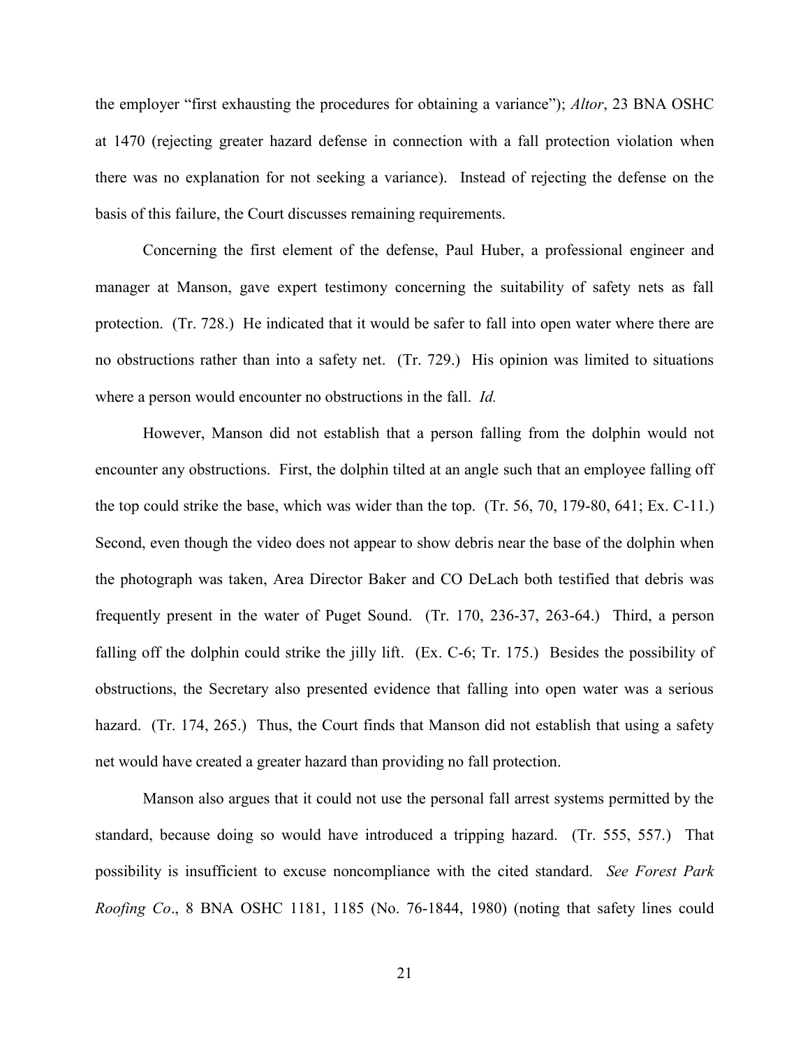the employer "first exhausting the procedures for obtaining a variance"); *Altor*, 23 BNA OSHC at 1470 (rejecting greater hazard defense in connection with a fall protection violation when there was no explanation for not seeking a variance). Instead of rejecting the defense on the basis of this failure, the Court discusses remaining requirements.

Concerning the first element of the defense, Paul Huber, a professional engineer and manager at Manson, gave expert testimony concerning the suitability of safety nets as fall protection. (Tr. 728.) He indicated that it would be safer to fall into open water where there are no obstructions rather than into a safety net. (Tr. 729.) His opinion was limited to situations where a person would encounter no obstructions in the fall. *Id.*

However, Manson did not establish that a person falling from the dolphin would not encounter any obstructions. First, the dolphin tilted at an angle such that an employee falling off the top could strike the base, which was wider than the top. (Tr. 56, 70, 179-80, 641; Ex. C-11.) Second, even though the video does not appear to show debris near the base of the dolphin when the photograph was taken, Area Director Baker and CO DeLach both testified that debris was frequently present in the water of Puget Sound. (Tr. 170, 236-37, 263-64.) Third, a person falling off the dolphin could strike the jilly lift. (Ex. C-6; Tr. 175.) Besides the possibility of obstructions, the Secretary also presented evidence that falling into open water was a serious hazard. (Tr. 174, 265.) Thus, the Court finds that Manson did not establish that using a safety net would have created a greater hazard than providing no fall protection.

Manson also argues that it could not use the personal fall arrest systems permitted by the standard, because doing so would have introduced a tripping hazard. (Tr. 555, 557.) That possibility is insufficient to excuse noncompliance with the cited standard. *See Forest Park Roofing Co*., 8 BNA OSHC 1181, 1185 (No. 76-1844, 1980) (noting that safety lines could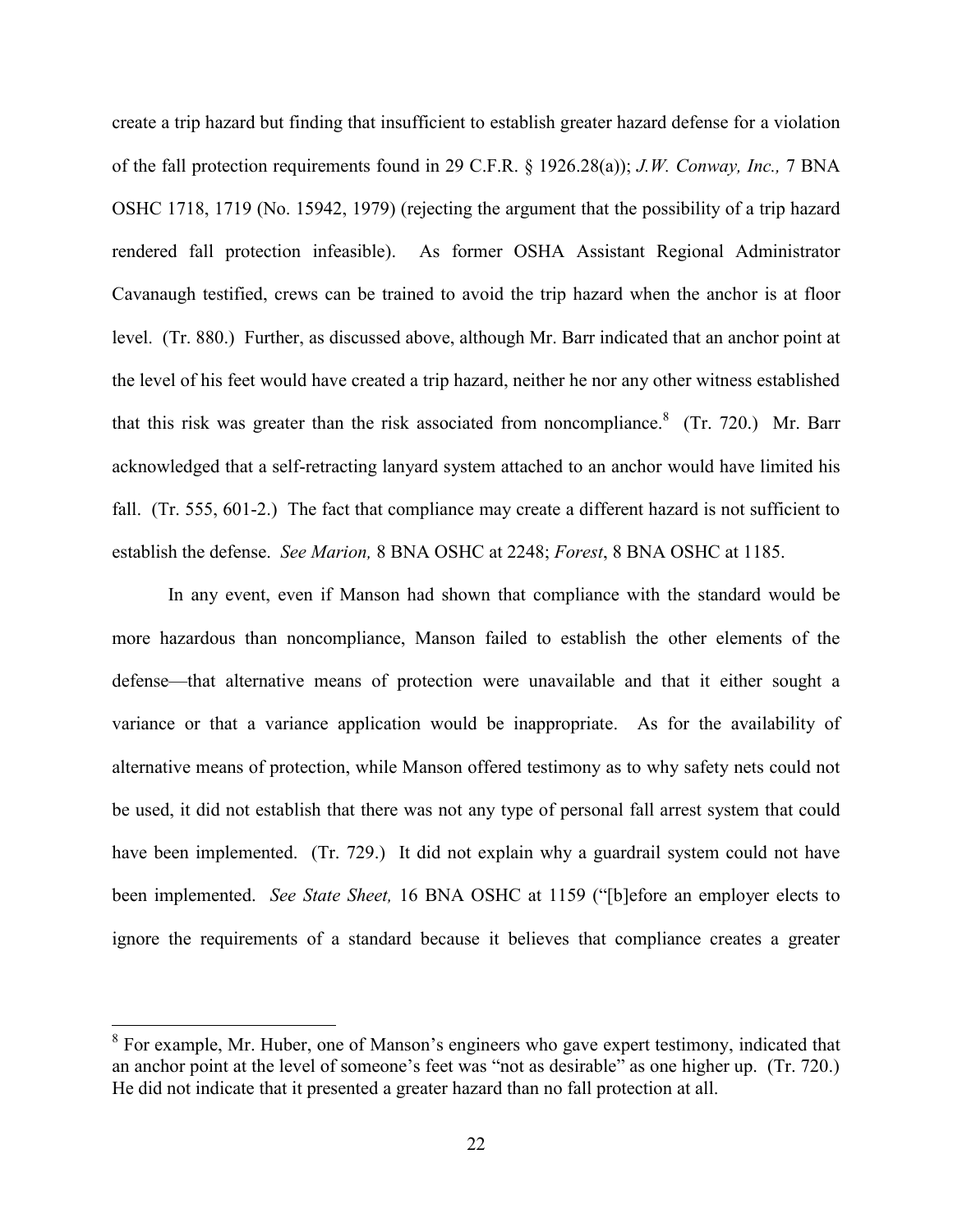create a trip hazard but finding that insufficient to establish greater hazard defense for a violation of the fall protection requirements found in 29 C.F.R. § 1926.28(a)); *J.W. Conway, Inc.,* 7 BNA OSHC 1718, 1719 (No. 15942, 1979) (rejecting the argument that the possibility of a trip hazard rendered fall protection infeasible). As former OSHA Assistant Regional Administrator Cavanaugh testified, crews can be trained to avoid the trip hazard when the anchor is at floor level. (Tr. 880.) Further, as discussed above, although Mr. Barr indicated that an anchor point at the level of his feet would have created a trip hazard, neither he nor any other witness established that this risk was greater than the risk associated from noncompliance.[8] (Tr. 720.) Mr. Barr acknowledged that a self-retracting lanyard system attached to an anchor would have limited his fall. (Tr. 555, 601-2.) The fact that compliance may create a different hazard is not sufficient to establish the defense. *See Marion,* 8 BNA OSHC at 2248; *Forest*, 8 BNA OSHC at 1185.

In any event, even if Manson had shown that compliance with the standard would be more hazardous than noncompliance, Manson failed to establish the other elements of the defense—that alternative means of protection were unavailable and that it either sought a variance or that a variance application would be inappropriate. As for the availability of alternative means of protection, while Manson offered testimony as to why safety nets could not be used, it did not establish that there was not any type of personal fall arrest system that could have been implemented. (Tr. 729.) It did not explain why a guardrail system could not have been implemented. *See State Sheet,* 16 BNA OSHC at 1159 ("[b]efore an employer elects to ignore the requirements of a standard because it believes that compliance creates a greater

[8] For example, Mr. Huber, one of Manson's engineers who gave expert testimony, indicated that an anchor point at the level of someone's feet was "not as desirable" as one higher up. (Tr. 720.) He did not indicate that it presented a greater hazard than no fall protection at all.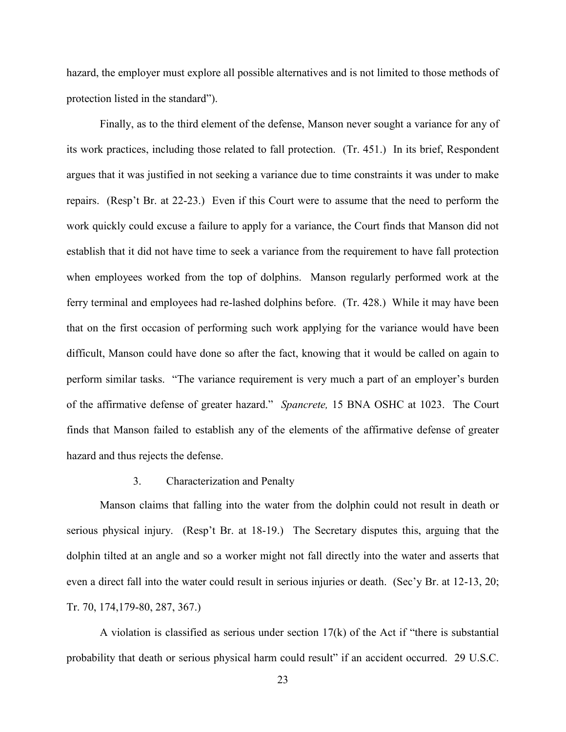hazard, the employer must explore all possible alternatives and is not limited to those methods of protection listed in the standard").

Finally, as to the third element of the defense, Manson never sought a variance for any of its work practices, including those related to fall protection. (Tr. 451.) In its brief, Respondent argues that it was justified in not seeking a variance due to time constraints it was under to make repairs. (Resp't Br. at 22-23.) Even if this Court were to assume that the need to perform the work quickly could excuse a failure to apply for a variance, the Court finds that Manson did not establish that it did not have time to seek a variance from the requirement to have fall protection when employees worked from the top of dolphins. Manson regularly performed work at the ferry terminal and employees had re-lashed dolphins before. (Tr. 428.) While it may have been that on the first occasion of performing such work applying for the variance would have been difficult, Manson could have done so after the fact, knowing that it would be called on again to perform similar tasks. "The variance requirement is very much a part of an employer's burden of the affirmative defense of greater hazard." *Spancrete,* 15 BNA OSHC at 1023. The Court finds that Manson failed to establish any of the elements of the affirmative defense of greater hazard and thus rejects the defense.

### 3. Characterization and Penalty

Manson claims that falling into the water from the dolphin could not result in death or serious physical injury. (Resp't Br. at 18-19.) The Secretary disputes this, arguing that the dolphin tilted at an angle and so a worker might not fall directly into the water and asserts that even a direct fall into the water could result in serious injuries or death. (Sec'y Br. at 12-13, 20; Tr. 70, 174,179-80, 287, 367.)

A violation is classified as serious under section 17(k) of the Act if "there is substantial probability that death or serious physical harm could result" if an accident occurred. 29 U.S.C.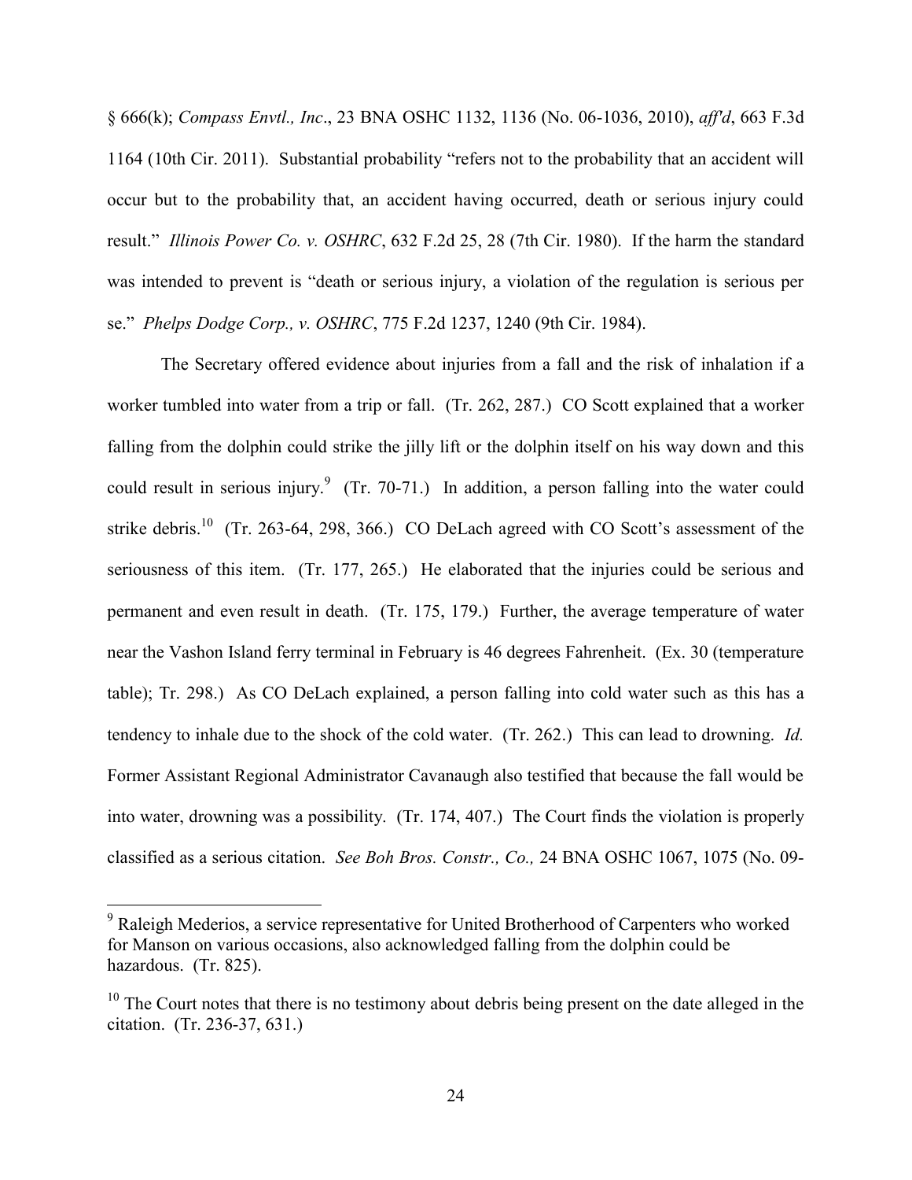§ 666(k); *Compass Envtl., Inc*., 23 BNA OSHC 1132, 1136 (No. 06-1036, 2010), *aff'd*, 663 F.3d 1164 (10th Cir. 2011). Substantial probability "refers not to the probability that an accident will occur but to the probability that, an accident having occurred, death or serious injury could result." *Illinois Power Co. v. OSHRC*, 632 F.2d 25, 28 (7th Cir. 1980). If the harm the standard was intended to prevent is "death or serious injury, a violation of the regulation is serious per se." *Phelps Dodge Corp., v. OSHRC*, 775 F.2d 1237, 1240 (9th Cir. 1984).

The Secretary offered evidence about injuries from a fall and the risk of inhalation if a worker tumbled into water from a trip or fall. (Tr. 262, 287.) CO Scott explained that a worker falling from the dolphin could strike the jilly lift or the dolphin itself on his way down and this could result in serious injury.[9] (Tr. 70-71.) In addition, a person falling into the water could strike debris.[10] (Tr. 263-64, 298, 366.) CO DeLach agreed with CO Scott's assessment of the seriousness of this item. (Tr. 177, 265.) He elaborated that the injuries could be serious and permanent and even result in death. (Tr. 175, 179.) Further, the average temperature of water near the Vashon Island ferry terminal in February is 46 degrees Fahrenheit. (Ex. 30 (temperature table); Tr. 298.) As CO DeLach explained, a person falling into cold water such as this has a tendency to inhale due to the shock of the cold water. (Tr. 262.) This can lead to drowning. *Id.* Former Assistant Regional Administrator Cavanaugh also testified that because the fall would be into water, drowning was a possibility. (Tr. 174, 407.) The Court finds the violation is properly classified as a serious citation. *See Boh Bros. Constr., Co.,* 24 BNA OSHC 1067, 1075 (No. 09-

---

[9] Raleigh Mederios, a service representative for United Brotherhood of Carpenters who worked for Manson on various occasions, also acknowledged falling from the dolphin could be hazardous. (Tr. 825).

[10] The Court notes that there is no testimony about debris being present on the date alleged in the citation. (Tr. 236-37, 631.)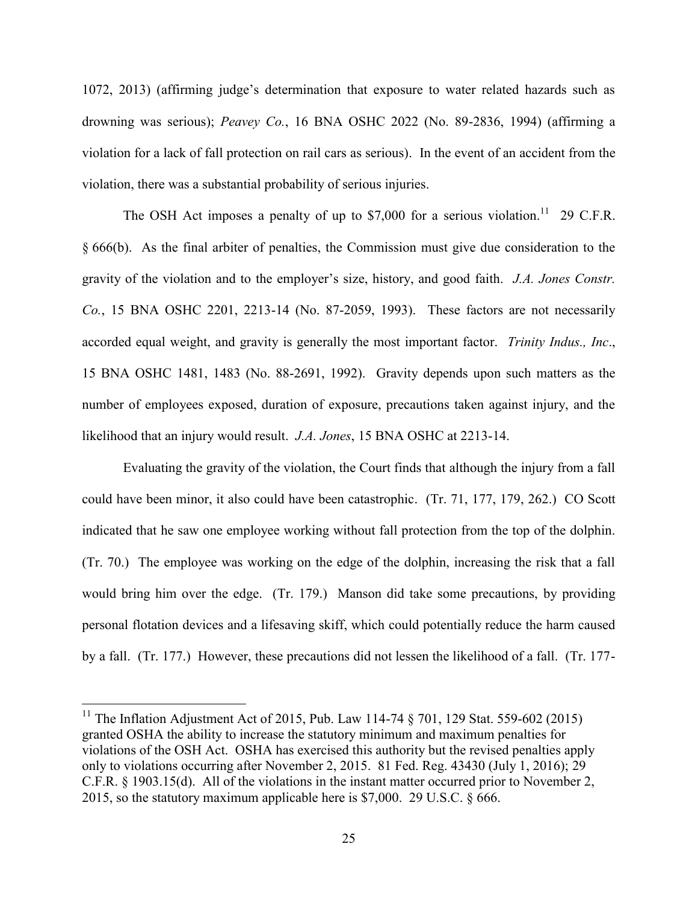1072, 2013) (affirming judge's determination that exposure to water related hazards such as drowning was serious); *Peavey Co.*, 16 BNA OSHC 2022 (No. 89-2836, 1994) (affirming a violation for a lack of fall protection on rail cars as serious). In the event of an accident from the violation, there was a substantial probability of serious injuries.

The OSH Act imposes a penalty of up to $7,000 for a serious violation.[11] 29 C.F.R. § 666(b). As the final arbiter of penalties, the Commission must give due consideration to the gravity of the violation and to the employer's size, history, and good faith. *J.A. Jones Constr. Co.*, 15 BNA OSHC 2201, 2213-14 (No. 87-2059, 1993). These factors are not necessarily accorded equal weight, and gravity is generally the most important factor. *Trinity Indus., Inc*., 15 BNA OSHC 1481, 1483 (No. 88-2691, 1992). Gravity depends upon such matters as the number of employees exposed, duration of exposure, precautions taken against injury, and the likelihood that an injury would result. *J.A. Jones*, 15 BNA OSHC at 2213-14.

Evaluating the gravity of the violation, the Court finds that although the injury from a fall could have been minor, it also could have been catastrophic. (Tr. 71, 177, 179, 262.) CO Scott indicated that he saw one employee working without fall protection from the top of the dolphin. (Tr. 70.) The employee was working on the edge of the dolphin, increasing the risk that a fall would bring him over the edge. (Tr. 179.) Manson did take some precautions, by providing personal flotation devices and a lifesaving skiff, which could potentially reduce the harm caused by a fall. (Tr. 177.) However, these precautions did not lessen the likelihood of a fall. (Tr. 177-

---

[11] The Inflation Adjustment Act of 2015, Pub. Law 114-74 § 701, 129 Stat. 559-602 (2015) granted OSHA the ability to increase the statutory minimum and maximum penalties for violations of the OSH Act. OSHA has exercised this authority but the revised penalties apply only to violations occurring after November 2, 2015. 81 Fed. Reg. 43430 (July 1, 2016); 29 C.F.R. § 1903.15(d). All of the violations in the instant matter occurred prior to November 2, 2015, so the statutory maximum applicable here is $7,000. 29 U.S.C. § 666.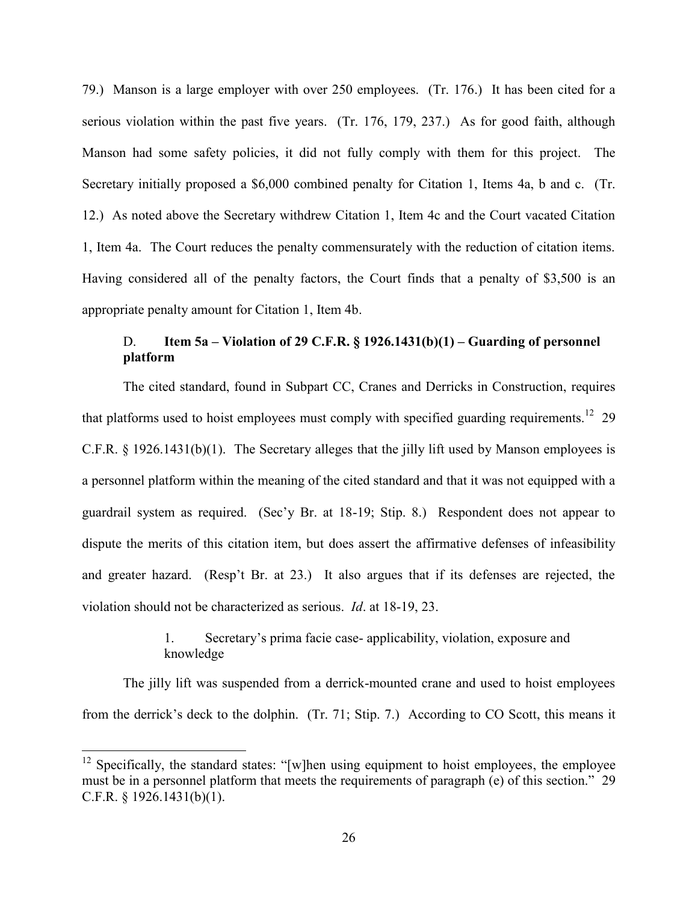79.) Manson is a large employer with over 250 employees. (Tr. 176.) It has been cited for a serious violation within the past five years. (Tr. 176, 179, 237.) As for good faith, although Manson had some safety policies, it did not fully comply with them for this project. The Secretary initially proposed a $6,000 combined penalty for Citation 1, Items 4a, b and c. (Tr. 12.) As noted above the Secretary withdrew Citation 1, Item 4c and the Court vacated Citation 1, Item 4a. The Court reduces the penalty commensurately with the reduction of citation items. Having considered all of the penalty factors, the Court finds that a penalty of $3,500 is an appropriate penalty amount for Citation 1, Item 4b.

### D. Item 5a – Violation of 29 C.F.R. § 1926.1431(b)(1) – Guarding of personnel platform

The cited standard, found in Subpart CC, Cranes and Derricks in Construction, requires that platforms used to hoist employees must comply with specified guarding requirements.[12] 29 C.F.R. § 1926.1431(b)(1). The Secretary alleges that the jilly lift used by Manson employees is a personnel platform within the meaning of the cited standard and that it was not equipped with a guardrail system as required. (Sec'y Br. at 18-19; Stip. 8.) Respondent does not appear to dispute the merits of this citation item, but does assert the affirmative defenses of infeasibility and greater hazard. (Resp't Br. at 23.) It also argues that if its defenses are rejected, the violation should not be characterized as serious. *Id*. at 18-19, 23.

#### 1. Secretary's prima facie case- applicability, violation, exposure and knowledge

The jilly lift was suspended from a derrick-mounted crane and used to hoist employees from the derrick's deck to the dolphin. (Tr. 71; Stip. 7.) According to CO Scott, this means it

[12] Specifically, the standard states: "[w]hen using equipment to hoist employees, the employee must be in a personnel platform that meets the requirements of paragraph (e) of this section." 29 C.F.R. § 1926.1431(b)(1).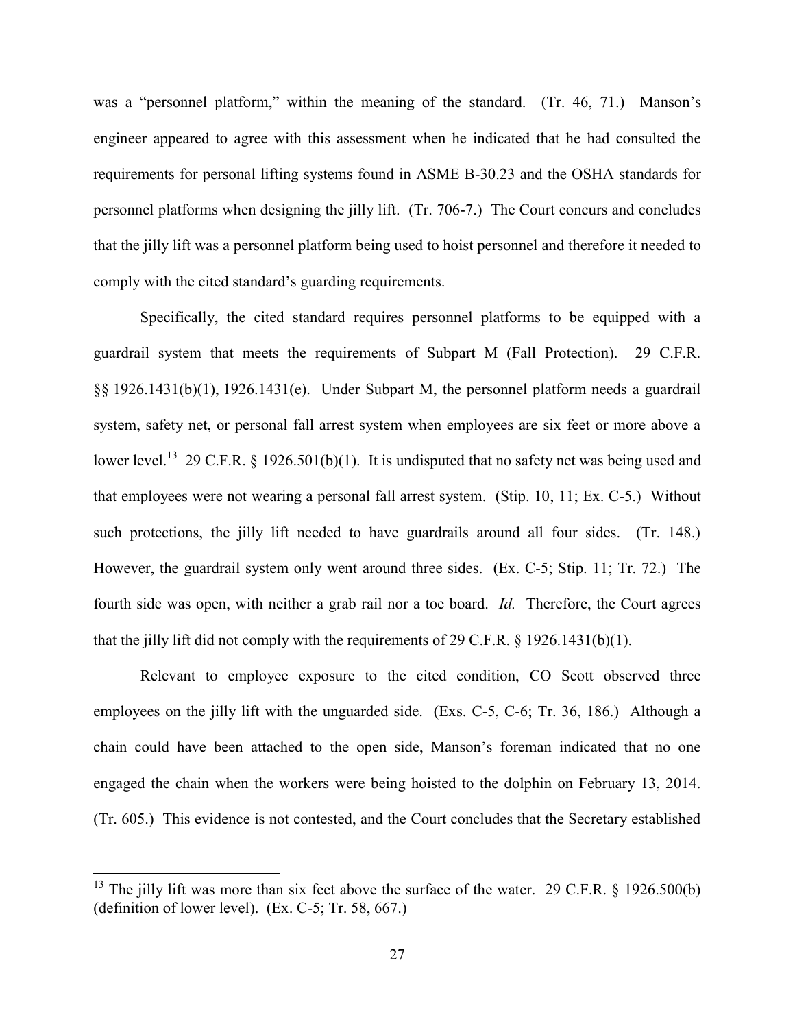was a "personnel platform," within the meaning of the standard. (Tr. 46, 71.) Manson's engineer appeared to agree with this assessment when he indicated that he had consulted the requirements for personal lifting systems found in ASME B-30.23 and the OSHA standards for personnel platforms when designing the jilly lift. (Tr. 706-7.) The Court concurs and concludes that the jilly lift was a personnel platform being used to hoist personnel and therefore it needed to comply with the cited standard's guarding requirements.

Specifically, the cited standard requires personnel platforms to be equipped with a guardrail system that meets the requirements of Subpart M (Fall Protection). 29 C.F.R. §§ 1926.1431(b)(1), 1926.1431(e). Under Subpart M, the personnel platform needs a guardrail system, safety net, or personal fall arrest system when employees are six feet or more above a lower level.[13] 29 C.F.R. § 1926.501(b)(1). It is undisputed that no safety net was being used and that employees were not wearing a personal fall arrest system. (Stip. 10, 11; Ex. C-5.) Without such protections, the jilly lift needed to have guardrails around all four sides. (Tr. 148.) However, the guardrail system only went around three sides. (Ex. C-5; Stip. 11; Tr. 72.) The fourth side was open, with neither a grab rail nor a toe board. *Id.* Therefore, the Court agrees that the jilly lift did not comply with the requirements of 29 C.F.R. § 1926.1431(b)(1).

Relevant to employee exposure to the cited condition, CO Scott observed three employees on the jilly lift with the unguarded side. (Exs. C-5, C-6; Tr. 36, 186.) Although a chain could have been attached to the open side, Manson's foreman indicated that no one engaged the chain when the workers were being hoisted to the dolphin on February 13, 2014. (Tr. 605.) This evidence is not contested, and the Court concludes that the Secretary established

[13] The jilly lift was more than six feet above the surface of the water. 29 C.F.R. § 1926.500(b) (definition of lower level). (Ex. C-5; Tr. 58, 667.)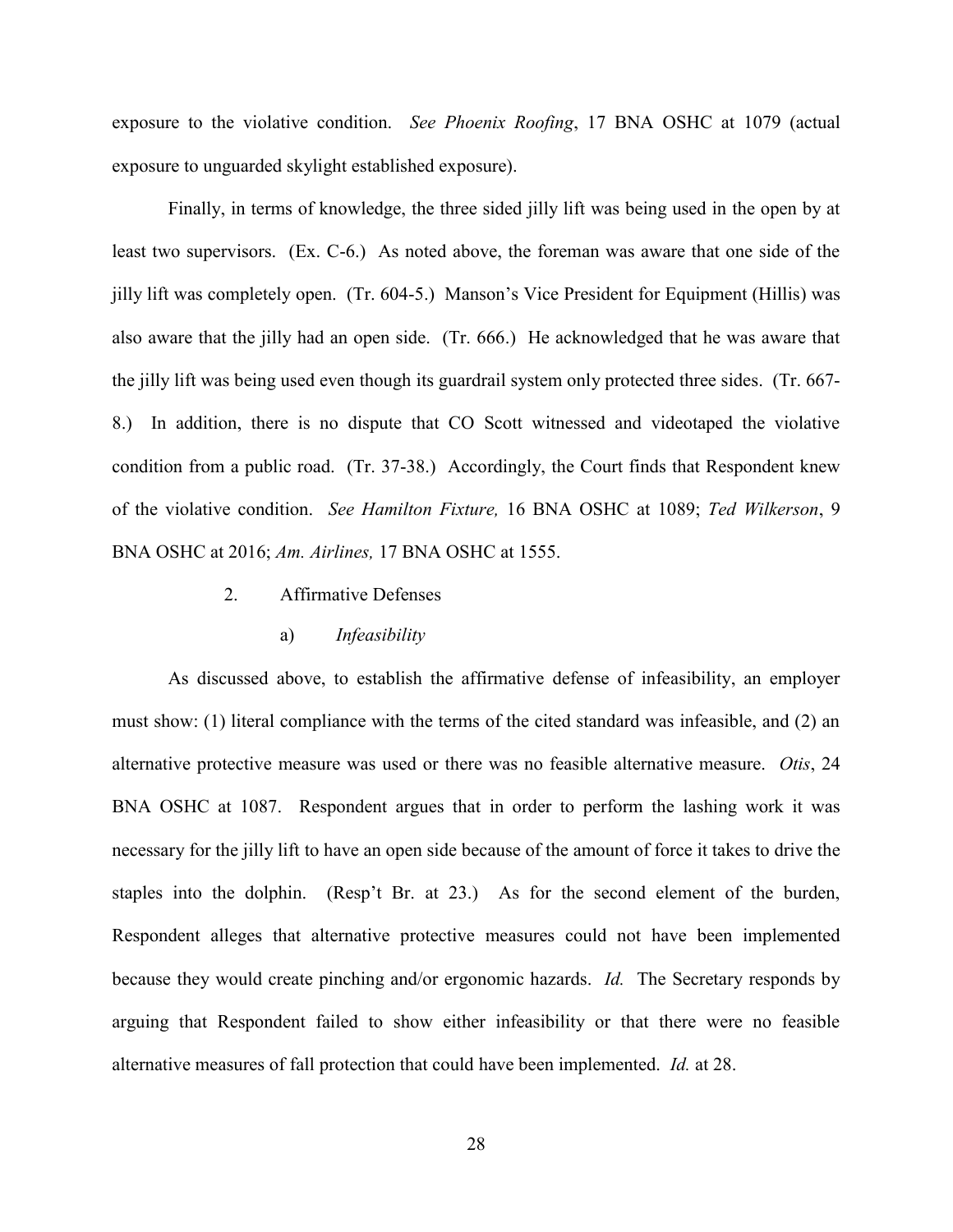exposure to the violative condition. *See Phoenix Roofing*, 17 BNA OSHC at 1079 (actual exposure to unguarded skylight established exposure).

Finally, in terms of knowledge, the three sided jilly lift was being used in the open by at least two supervisors. (Ex. C-6.) As noted above, the foreman was aware that one side of the jilly lift was completely open. (Tr. 604-5.) Manson's Vice President for Equipment (Hillis) was also aware that the jilly had an open side. (Tr. 666.) He acknowledged that he was aware that the jilly lift was being used even though its guardrail system only protected three sides. (Tr. 667-8.) In addition, there is no dispute that CO Scott witnessed and videotaped the violative condition from a public road. (Tr. 37-38.) Accordingly, the Court finds that Respondent knew of the violative condition. *See Hamilton Fixture,* 16 BNA OSHC at 1089; *Ted Wilkerson*, 9 BNA OSHC at 2016; *Am. Airlines,* 17 BNA OSHC at 1555.

2. Affirmative Defenses

a) *Infeasibility*

As discussed above, to establish the affirmative defense of infeasibility, an employer must show: (1) literal compliance with the terms of the cited standard was infeasible, and (2) an alternative protective measure was used or there was no feasible alternative measure. *Otis*, 24 BNA OSHC at 1087. Respondent argues that in order to perform the lashing work it was necessary for the jilly lift to have an open side because of the amount of force it takes to drive the staples into the dolphin. (Resp't Br. at 23.) As for the second element of the burden, Respondent alleges that alternative protective measures could not have been implemented because they would create pinching and/or ergonomic hazards. *Id.* The Secretary responds by arguing that Respondent failed to show either infeasibility or that there were no feasible alternative measures of fall protection that could have been implemented. *Id.* at 28.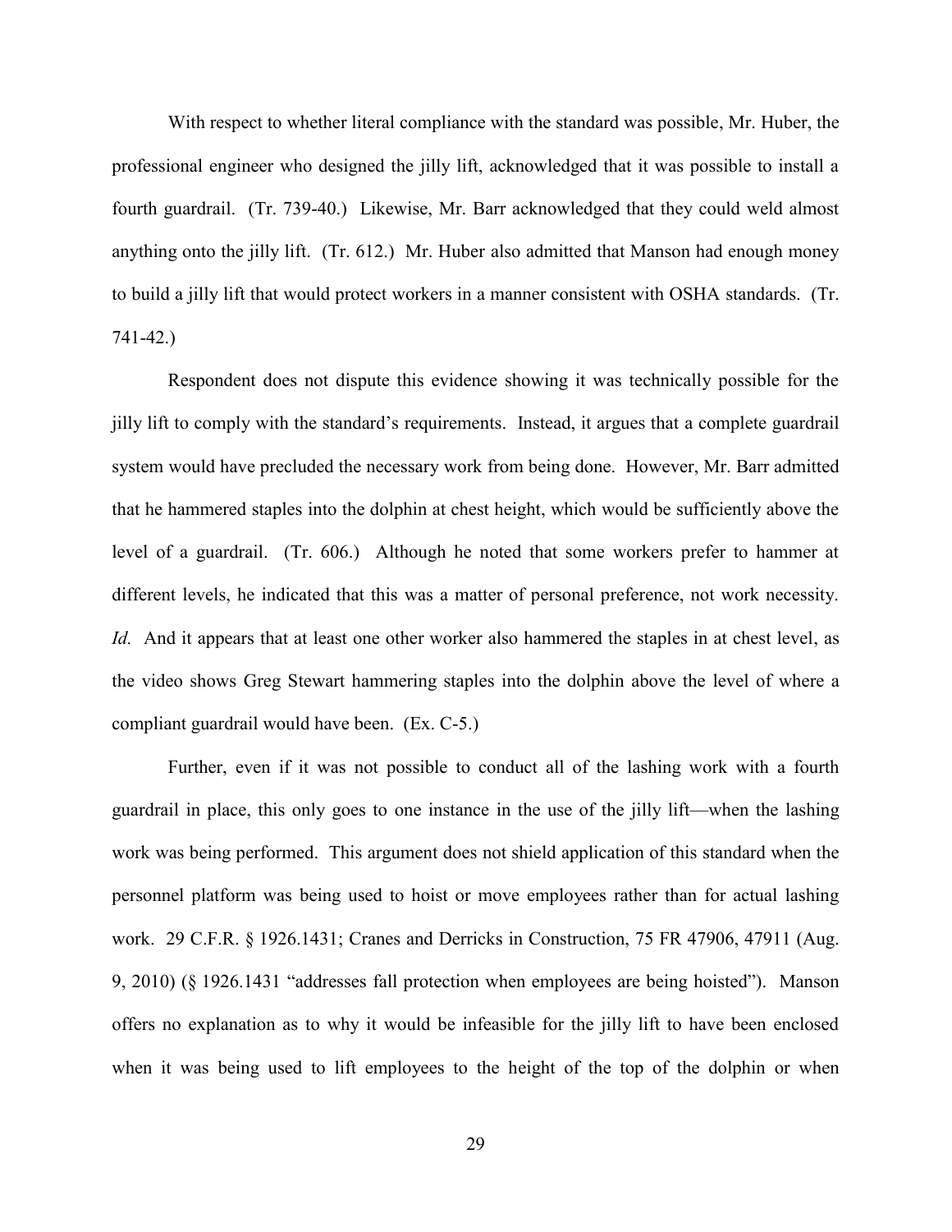With respect to whether literal compliance with the standard was possible, Mr. Huber, the professional engineer who designed the jilly lift, acknowledged that it was possible to install a fourth guardrail. (Tr. 739-40.) Likewise, Mr. Barr acknowledged that they could weld almost anything onto the jilly lift. (Tr. 612.) Mr. Huber also admitted that Manson had enough money to build a jilly lift that would protect workers in a manner consistent with OSHA standards. (Tr. 741-42.)

Respondent does not dispute this evidence showing it was technically possible for the jilly lift to comply with the standard's requirements. Instead, it argues that a complete guardrail system would have precluded the necessary work from being done. However, Mr. Barr admitted that he hammered staples into the dolphin at chest height, which would be sufficiently above the level of a guardrail. (Tr. 606.) Although he noted that some workers prefer to hammer at different levels, he indicated that this was a matter of personal preference, not work necessity. *Id.* And it appears that at least one other worker also hammered the staples in at chest level, as the video shows Greg Stewart hammering staples into the dolphin above the level of where a compliant guardrail would have been. (Ex. C-5.)

Further, even if it was not possible to conduct all of the lashing work with a fourth guardrail in place, this only goes to one instance in the use of the jilly lift—when the lashing work was being performed. This argument does not shield application of this standard when the personnel platform was being used to hoist or move employees rather than for actual lashing work. 29 C.F.R. § 1926.1431; Cranes and Derricks in Construction, 75 FR 47906, 47911 (Aug. 9, 2010) (§ 1926.1431 "addresses fall protection when employees are being hoisted"). Manson offers no explanation as to why it would be infeasible for the jilly lift to have been enclosed when it was being used to lift employees to the height of the top of the dolphin or when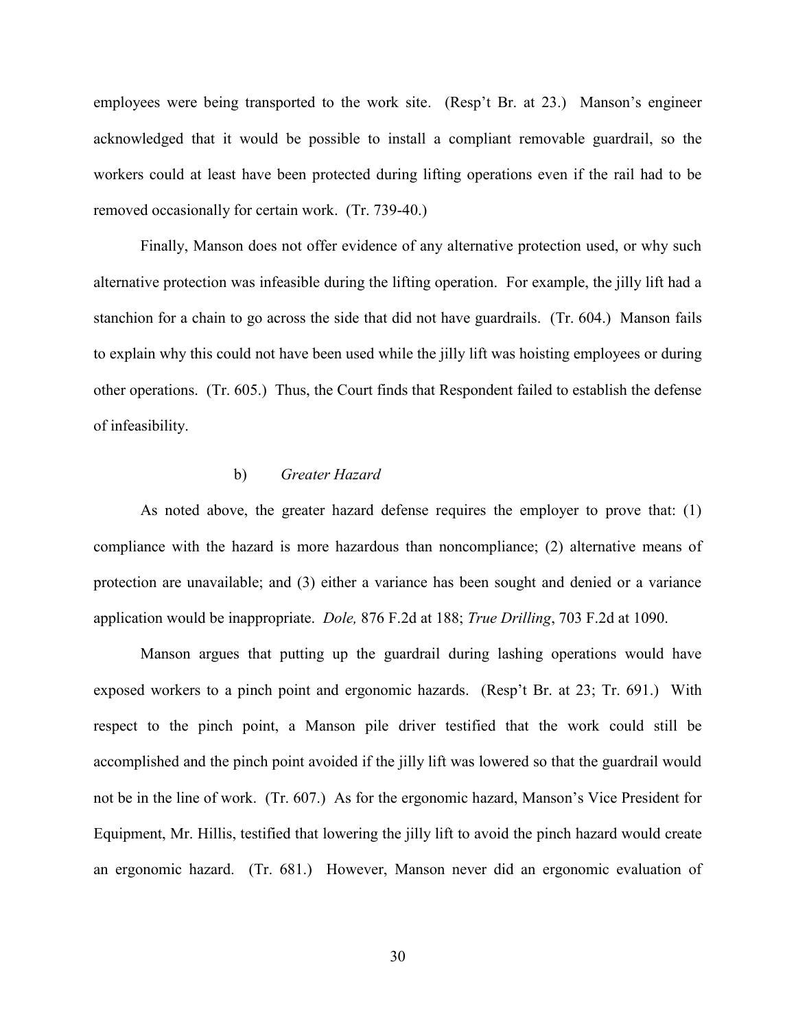employees were being transported to the work site. (Resp't Br. at 23.) Manson's engineer acknowledged that it would be possible to install a compliant removable guardrail, so the workers could at least have been protected during lifting operations even if the rail had to be removed occasionally for certain work. (Tr. 739-40.)

Finally, Manson does not offer evidence of any alternative protection used, or why such alternative protection was infeasible during the lifting operation. For example, the jilly lift had a stanchion for a chain to go across the side that did not have guardrails. (Tr. 604.) Manson fails to explain why this could not have been used while the jilly lift was hoisting employees or during other operations. (Tr. 605.) Thus, the Court finds that Respondent failed to establish the defense of infeasibility.

#### b) *Greater Hazard*

As noted above, the greater hazard defense requires the employer to prove that: (1) compliance with the hazard is more hazardous than noncompliance; (2) alternative means of protection are unavailable; and (3) either a variance has been sought and denied or a variance application would be inappropriate. *Dole,* 876 F.2d at 188; *True Drilling*, 703 F.2d at 1090.

Manson argues that putting up the guardrail during lashing operations would have exposed workers to a pinch point and ergonomic hazards. (Resp't Br. at 23; Tr. 691.) With respect to the pinch point, a Manson pile driver testified that the work could still be accomplished and the pinch point avoided if the jilly lift was lowered so that the guardrail would not be in the line of work. (Tr. 607.) As for the ergonomic hazard, Manson's Vice President for Equipment, Mr. Hillis, testified that lowering the jilly lift to avoid the pinch hazard would create an ergonomic hazard. (Tr. 681.) However, Manson never did an ergonomic evaluation of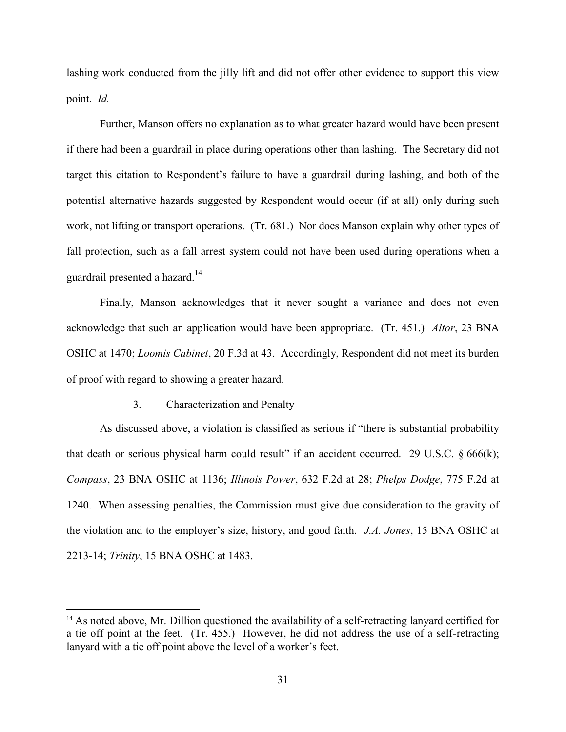lashing work conducted from the jilly lift and did not offer other evidence to support this view point. *Id.*

Further, Manson offers no explanation as to what greater hazard would have been present if there had been a guardrail in place during operations other than lashing. The Secretary did not target this citation to Respondent's failure to have a guardrail during lashing, and both of the potential alternative hazards suggested by Respondent would occur (if at all) only during such work, not lifting or transport operations. (Tr. 681.) Nor does Manson explain why other types of fall protection, such as a fall arrest system could not have been used during operations when a guardrail presented a hazard.[14]

Finally, Manson acknowledges that it never sought a variance and does not even acknowledge that such an application would have been appropriate. (Tr. 451.) *Altor*, 23 BNA OSHC at 1470; *Loomis Cabinet*, 20 F.3d at 43. Accordingly, Respondent did not meet its burden of proof with regard to showing a greater hazard.

### 3. Characterization and Penalty

As discussed above, a violation is classified as serious if "there is substantial probability that death or serious physical harm could result" if an accident occurred. 29 U.S.C. § 666(k); *Compass*, 23 BNA OSHC at 1136; *Illinois Power*, 632 F.2d at 28; *Phelps Dodge*, 775 F.2d at 1240. When assessing penalties, the Commission must give due consideration to the gravity of the violation and to the employer's size, history, and good faith. *J.A. Jones*, 15 BNA OSHC at 2213-14; *Trinity*, 15 BNA OSHC at 1483.

---

[14] As noted above, Mr. Dillion questioned the availability of a self-retracting lanyard certified for a tie off point at the feet. (Tr. 455.) However, he did not address the use of a self-retracting lanyard with a tie off point above the level of a worker's feet.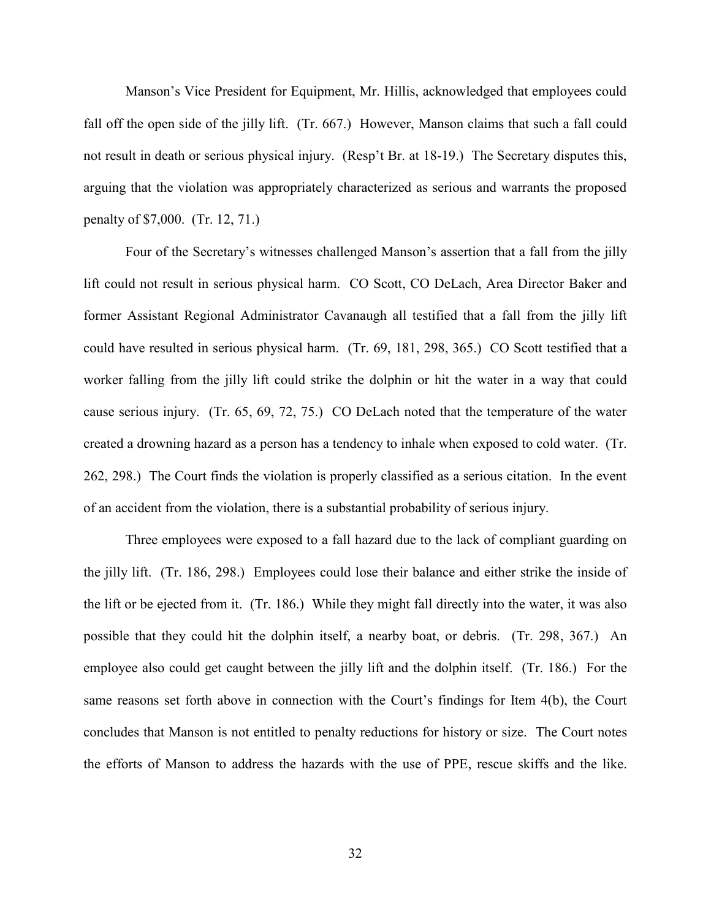Manson's Vice President for Equipment, Mr. Hillis, acknowledged that employees could fall off the open side of the jilly lift. (Tr. 667.) However, Manson claims that such a fall could not result in death or serious physical injury. (Resp't Br. at 18-19.) The Secretary disputes this, arguing that the violation was appropriately characterized as serious and warrants the proposed penalty of $7,000. (Tr. 12, 71.)

Four of the Secretary's witnesses challenged Manson's assertion that a fall from the jilly lift could not result in serious physical harm. CO Scott, CO DeLach, Area Director Baker and former Assistant Regional Administrator Cavanaugh all testified that a fall from the jilly lift could have resulted in serious physical harm. (Tr. 69, 181, 298, 365.) CO Scott testified that a worker falling from the jilly lift could strike the dolphin or hit the water in a way that could cause serious injury. (Tr. 65, 69, 72, 75.) CO DeLach noted that the temperature of the water created a drowning hazard as a person has a tendency to inhale when exposed to cold water. (Tr. 262, 298.) The Court finds the violation is properly classified as a serious citation. In the event of an accident from the violation, there is a substantial probability of serious injury.

Three employees were exposed to a fall hazard due to the lack of compliant guarding on the jilly lift. (Tr. 186, 298.) Employees could lose their balance and either strike the inside of the lift or be ejected from it. (Tr. 186.) While they might fall directly into the water, it was also possible that they could hit the dolphin itself, a nearby boat, or debris. (Tr. 298, 367.) An employee also could get caught between the jilly lift and the dolphin itself. (Tr. 186.) For the same reasons set forth above in connection with the Court's findings for Item 4(b), the Court concludes that Manson is not entitled to penalty reductions for history or size. The Court notes the efforts of Manson to address the hazards with the use of PPE, rescue skiffs and the like.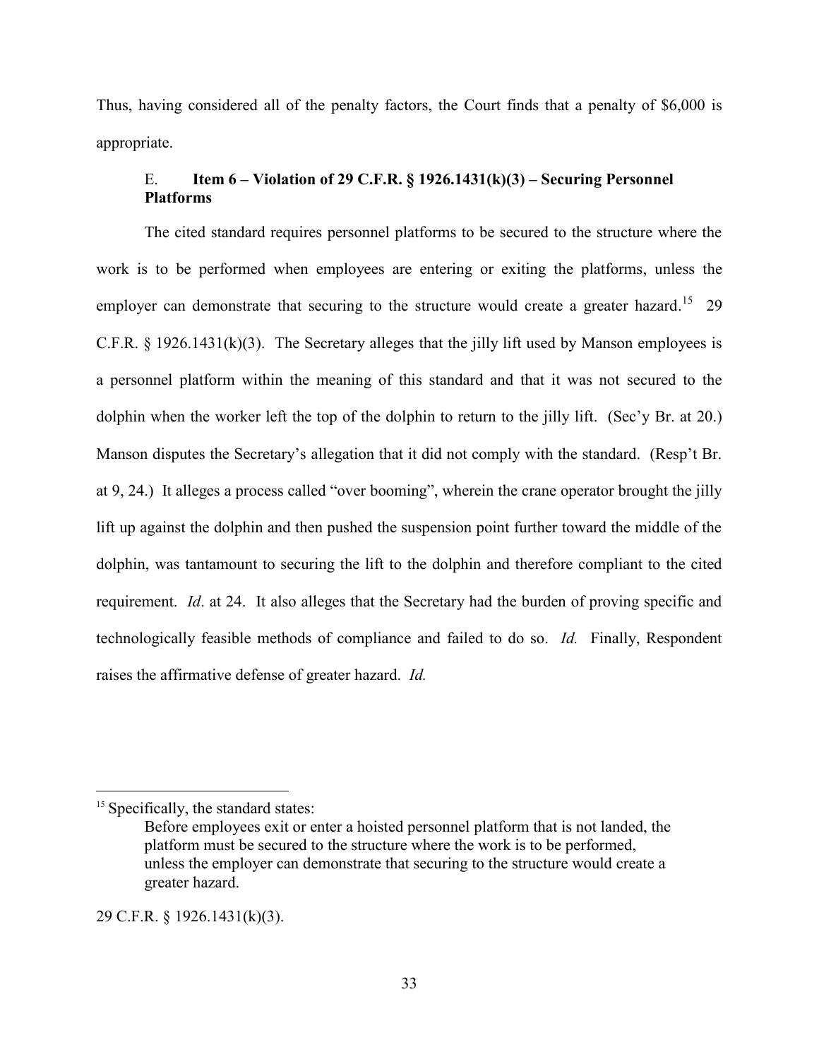Thus, having considered all of the penalty factors, the Court finds that a penalty of $6,000 is appropriate.

### E. Item 6 – Violation of 29 C.F.R. § 1926.1431(k)(3) – Securing Personnel Platforms

The cited standard requires personnel platforms to be secured to the structure where the work is to be performed when employees are entering or exiting the platforms, unless the employer can demonstrate that securing to the structure would create a greater hazard.[15] 29 C.F.R. § 1926.1431(k)(3). The Secretary alleges that the jilly lift used by Manson employees is a personnel platform within the meaning of this standard and that it was not secured to the dolphin when the worker left the top of the dolphin to return to the jilly lift. (Sec'y Br. at 20.) Manson disputes the Secretary's allegation that it did not comply with the standard. (Resp't Br. at 9, 24.) It alleges a process called "over booming", wherein the crane operator brought the jilly lift up against the dolphin and then pushed the suspension point further toward the middle of the dolphin, was tantamount to securing the lift to the dolphin and therefore compliant to the cited requirement. *Id*. at 24. It also alleges that the Secretary had the burden of proving specific and technologically feasible methods of compliance and failed to do so. *Id.* Finally, Respondent raises the affirmative defense of greater hazard. *Id.*

---

[15] Specifically, the standard states:

> Before employees exit or enter a hoisted personnel platform that is not landed, the platform must be secured to the structure where the work is to be performed, unless the employer can demonstrate that securing to the structure would create a greater hazard.

29 C.F.R. § 1926.1431(k)(3).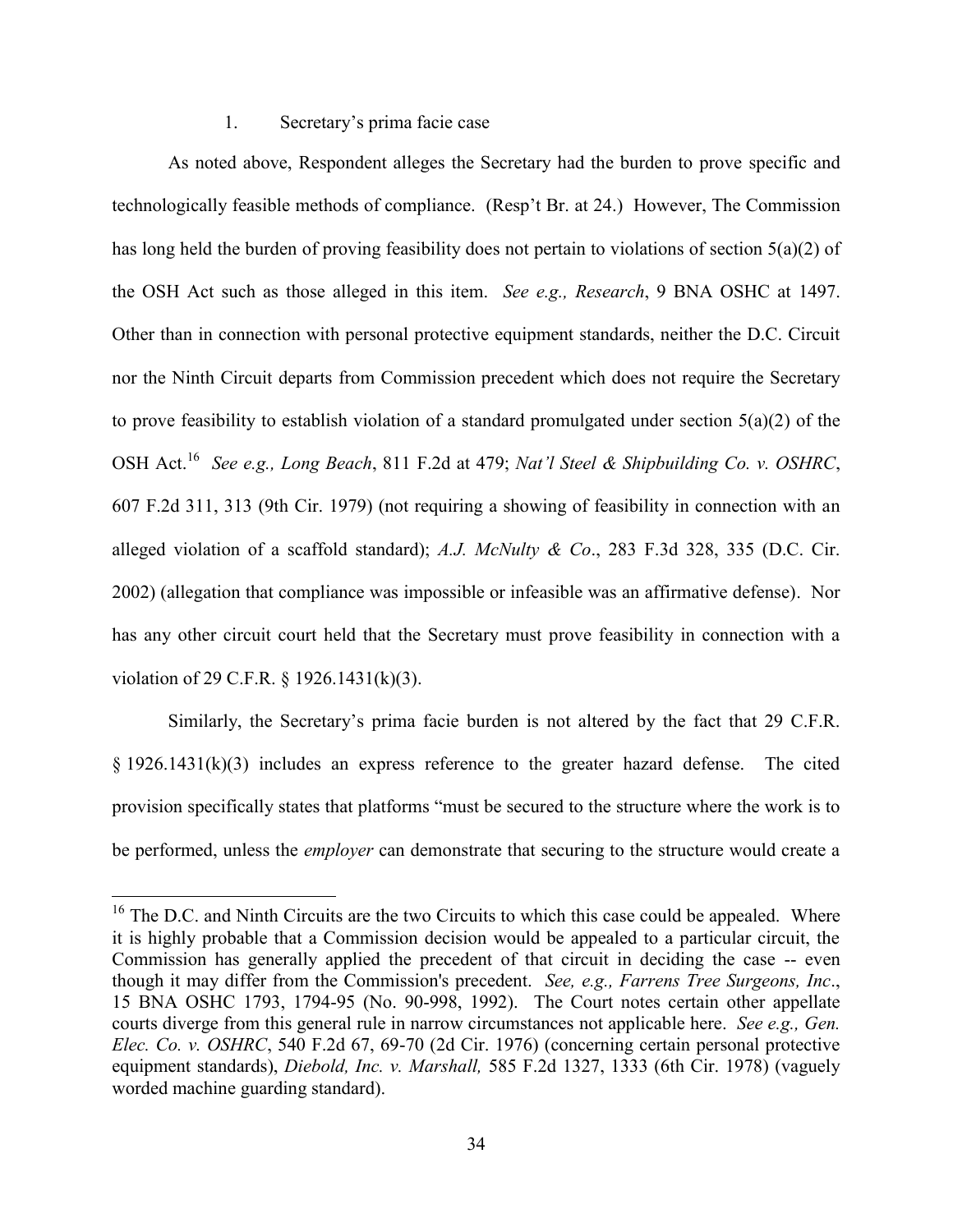1. Secretary's prima facie case

As noted above, Respondent alleges the Secretary had the burden to prove specific and technologically feasible methods of compliance. (Resp't Br. at 24.) However, The Commission has long held the burden of proving feasibility does not pertain to violations of section 5(a)(2) of the OSH Act such as those alleged in this item. *See e.g., Research*, 9 BNA OSHC at 1497. Other than in connection with personal protective equipment standards, neither the D.C. Circuit nor the Ninth Circuit departs from Commission precedent which does not require the Secretary to prove feasibility to establish violation of a standard promulgated under section 5(a)(2) of the OSH Act.[16] *See e.g., Long Beach*, 811 F.2d at 479; *Nat'l Steel & Shipbuilding Co. v. OSHRC*, 607 F.2d 311, 313 (9th Cir. 1979) (not requiring a showing of feasibility in connection with an alleged violation of a scaffold standard); *A.J. McNulty & Co*., 283 F.3d 328, 335 (D.C. Cir. 2002) (allegation that compliance was impossible or infeasible was an affirmative defense). Nor has any other circuit court held that the Secretary must prove feasibility in connection with a violation of 29 C.F.R. § 1926.1431(k)(3).

Similarly, the Secretary's prima facie burden is not altered by the fact that 29 C.F.R. § 1926.1431(k)(3) includes an express reference to the greater hazard defense. The cited provision specifically states that platforms "must be secured to the structure where the work is to be performed, unless the *employer* can demonstrate that securing to the structure would create a

[16] The D.C. and Ninth Circuits are the two Circuits to which this case could be appealed. Where it is highly probable that a Commission decision would be appealed to a particular circuit, the Commission has generally applied the precedent of that circuit in deciding the case -- even though it may differ from the Commission's precedent. *See, e.g., Farrens Tree Surgeons, Inc*., 15 BNA OSHC 1793, 1794-95 (No. 90-998, 1992). The Court notes certain other appellate courts diverge from this general rule in narrow circumstances not applicable here. *See e.g., Gen. Elec. Co. v. OSHRC*, 540 F.2d 67, 69-70 (2d Cir. 1976) (concerning certain personal protective equipment standards), *Diebold, Inc. v. Marshall,* 585 F.2d 1327, 1333 (6th Cir. 1978) (vaguely worded machine guarding standard).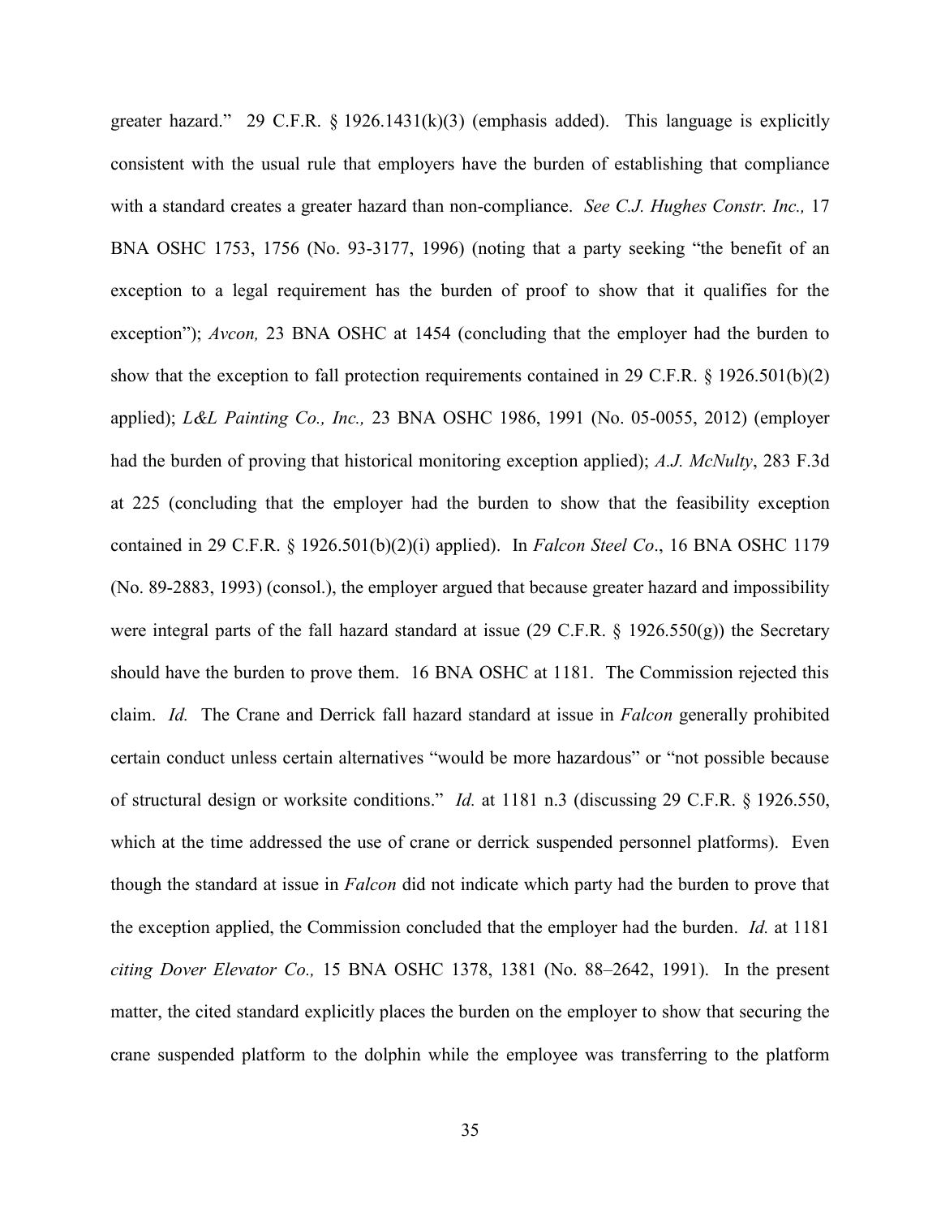greater hazard." 29 C.F.R. § 1926.1431(k)(3) (emphasis added). This language is explicitly consistent with the usual rule that employers have the burden of establishing that compliance with a standard creates a greater hazard than non-compliance. *See C.J. Hughes Constr. Inc.,* 17 BNA OSHC 1753, 1756 (No. 93-3177, 1996) (noting that a party seeking "the benefit of an exception to a legal requirement has the burden of proof to show that it qualifies for the exception"); *Avcon,* 23 BNA OSHC at 1454 (concluding that the employer had the burden to show that the exception to fall protection requirements contained in 29 C.F.R. § 1926.501(b)(2) applied); *L&L Painting Co., Inc.,* 23 BNA OSHC 1986, 1991 (No. 05-0055, 2012) (employer had the burden of proving that historical monitoring exception applied); *A.J. McNulty*, 283 F.3d at 225 (concluding that the employer had the burden to show that the feasibility exception contained in 29 C.F.R. § 1926.501(b)(2)(i) applied). In *Falcon Steel Co*., 16 BNA OSHC 1179 (No. 89-2883, 1993) (consol.), the employer argued that because greater hazard and impossibility were integral parts of the fall hazard standard at issue (29 C.F.R. § 1926.550(g)) the Secretary should have the burden to prove them. 16 BNA OSHC at 1181. The Commission rejected this claim. *Id.* The Crane and Derrick fall hazard standard at issue in *Falcon* generally prohibited certain conduct unless certain alternatives "would be more hazardous" or "not possible because of structural design or worksite conditions." *Id.* at 1181 n.3 (discussing 29 C.F.R. § 1926.550, which at the time addressed the use of crane or derrick suspended personnel platforms). Even though the standard at issue in *Falcon* did not indicate which party had the burden to prove that the exception applied, the Commission concluded that the employer had the burden. *Id.* at 1181 *citing Dover Elevator Co.,* 15 BNA OSHC 1378, 1381 (No. 88–2642, 1991). In the present matter, the cited standard explicitly places the burden on the employer to show that securing the crane suspended platform to the dolphin while the employee was transferring to the platform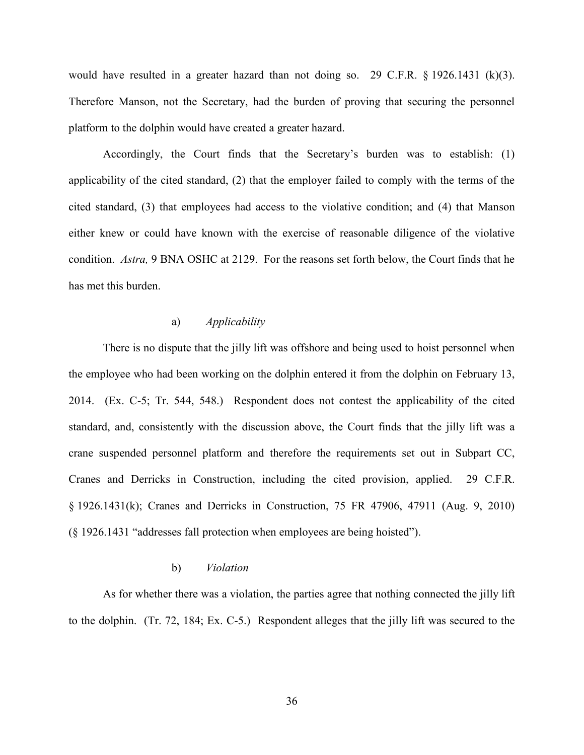would have resulted in a greater hazard than not doing so. 29 C.F.R. § 1926.1431 (k)(3). Therefore Manson, not the Secretary, had the burden of proving that securing the personnel platform to the dolphin would have created a greater hazard.

Accordingly, the Court finds that the Secretary's burden was to establish: (1) applicability of the cited standard, (2) that the employer failed to comply with the terms of the cited standard, (3) that employees had access to the violative condition; and (4) that Manson either knew or could have known with the exercise of reasonable diligence of the violative condition. *Astra,* 9 BNA OSHC at 2129. For the reasons set forth below, the Court finds that he has met this burden.

a) *Applicability*

There is no dispute that the jilly lift was offshore and being used to hoist personnel when the employee who had been working on the dolphin entered it from the dolphin on February 13, 2014. (Ex. C-5; Tr. 544, 548.) Respondent does not contest the applicability of the cited standard, and, consistently with the discussion above, the Court finds that the jilly lift was a crane suspended personnel platform and therefore the requirements set out in Subpart CC, Cranes and Derricks in Construction, including the cited provision, applied. 29 C.F.R. § 1926.1431(k); Cranes and Derricks in Construction, 75 FR 47906, 47911 (Aug. 9, 2010) (§ 1926.1431 "addresses fall protection when employees are being hoisted").

b) *Violation*

As for whether there was a violation, the parties agree that nothing connected the jilly lift to the dolphin. (Tr. 72, 184; Ex. C-5.) Respondent alleges that the jilly lift was secured to the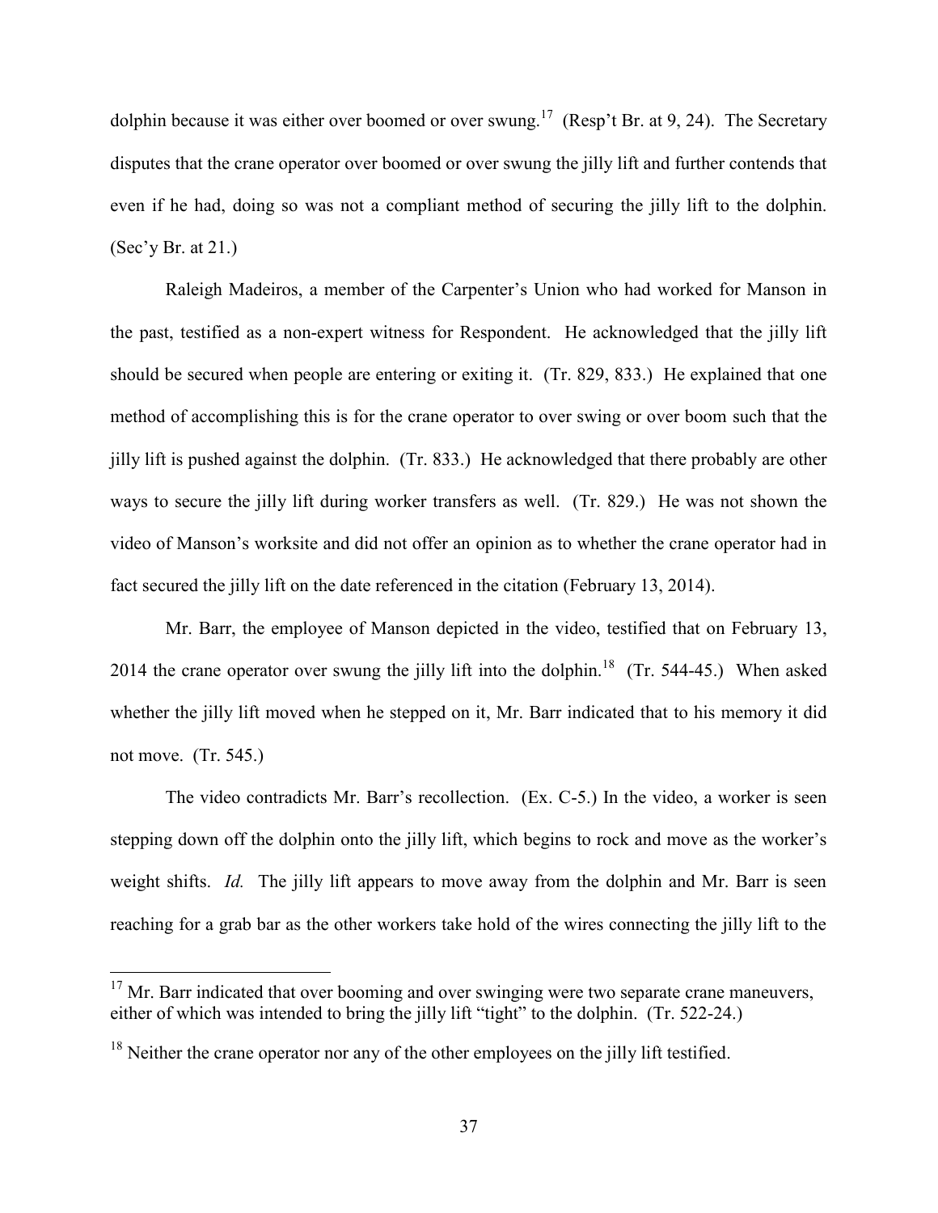dolphin because it was either over boomed or over swung.[17] (Resp't Br. at 9, 24). The Secretary disputes that the crane operator over boomed or over swung the jilly lift and further contends that even if he had, doing so was not a compliant method of securing the jilly lift to the dolphin. (Sec'y Br. at 21.)

Raleigh Madeiros, a member of the Carpenter's Union who had worked for Manson in the past, testified as a non-expert witness for Respondent. He acknowledged that the jilly lift should be secured when people are entering or exiting it. (Tr. 829, 833.) He explained that one method of accomplishing this is for the crane operator to over swing or over boom such that the jilly lift is pushed against the dolphin. (Tr. 833.) He acknowledged that there probably are other ways to secure the jilly lift during worker transfers as well. (Tr. 829.) He was not shown the video of Manson's worksite and did not offer an opinion as to whether the crane operator had in fact secured the jilly lift on the date referenced in the citation (February 13, 2014).

Mr. Barr, the employee of Manson depicted in the video, testified that on February 13, 2014 the crane operator over swung the jilly lift into the dolphin.[18] (Tr. 544-45.) When asked whether the jilly lift moved when he stepped on it, Mr. Barr indicated that to his memory it did not move. (Tr. 545.)

The video contradicts Mr. Barr's recollection. (Ex. C-5.) In the video, a worker is seen stepping down off the dolphin onto the jilly lift, which begins to rock and move as the worker's weight shifts. *Id.* The jilly lift appears to move away from the dolphin and Mr. Barr is seen reaching for a grab bar as the other workers take hold of the wires connecting the jilly lift to the

[17] Mr. Barr indicated that over booming and over swinging were two separate crane maneuvers, either of which was intended to bring the jilly lift "tight" to the dolphin. (Tr. 522-24.)

[18] Neither the crane operator nor any of the other employees on the jilly lift testified.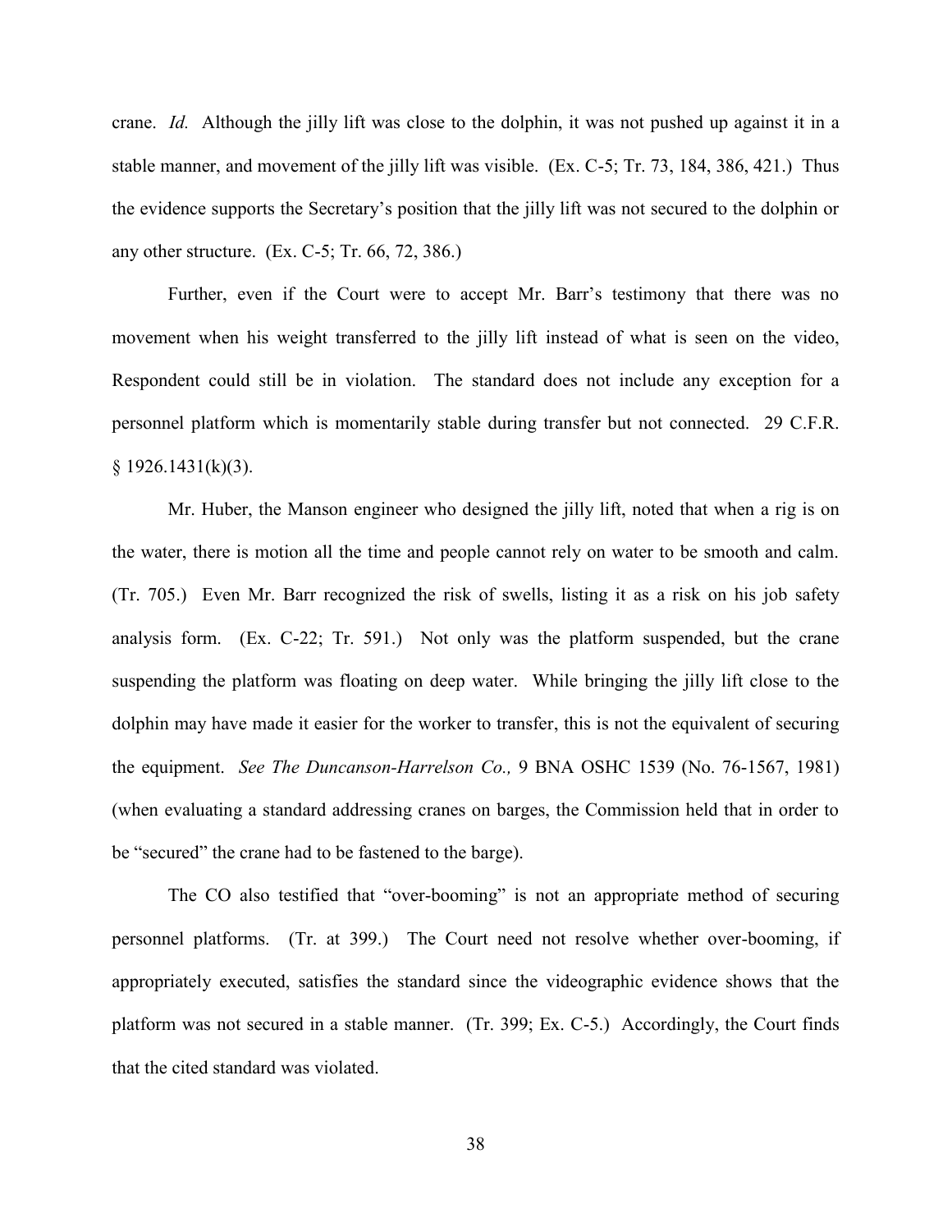crane. *Id.* Although the jilly lift was close to the dolphin, it was not pushed up against it in a stable manner, and movement of the jilly lift was visible. (Ex. C-5; Tr. 73, 184, 386, 421.) Thus the evidence supports the Secretary's position that the jilly lift was not secured to the dolphin or any other structure. (Ex. C-5; Tr. 66, 72, 386.)

Further, even if the Court were to accept Mr. Barr's testimony that there was no movement when his weight transferred to the jilly lift instead of what is seen on the video, Respondent could still be in violation. The standard does not include any exception for a personnel platform which is momentarily stable during transfer but not connected. 29 C.F.R. § 1926.1431(k)(3).

Mr. Huber, the Manson engineer who designed the jilly lift, noted that when a rig is on the water, there is motion all the time and people cannot rely on water to be smooth and calm. (Tr. 705.) Even Mr. Barr recognized the risk of swells, listing it as a risk on his job safety analysis form. (Ex. C-22; Tr. 591.) Not only was the platform suspended, but the crane suspending the platform was floating on deep water. While bringing the jilly lift close to the dolphin may have made it easier for the worker to transfer, this is not the equivalent of securing the equipment. *See The Duncanson-Harrelson Co.,* 9 BNA OSHC 1539 (No. 76-1567, 1981) (when evaluating a standard addressing cranes on barges, the Commission held that in order to be "secured" the crane had to be fastened to the barge).

The CO also testified that "over-booming" is not an appropriate method of securing personnel platforms. (Tr. at 399.) The Court need not resolve whether over-booming, if appropriately executed, satisfies the standard since the videographic evidence shows that the platform was not secured in a stable manner. (Tr. 399; Ex. C-5.) Accordingly, the Court finds that the cited standard was violated.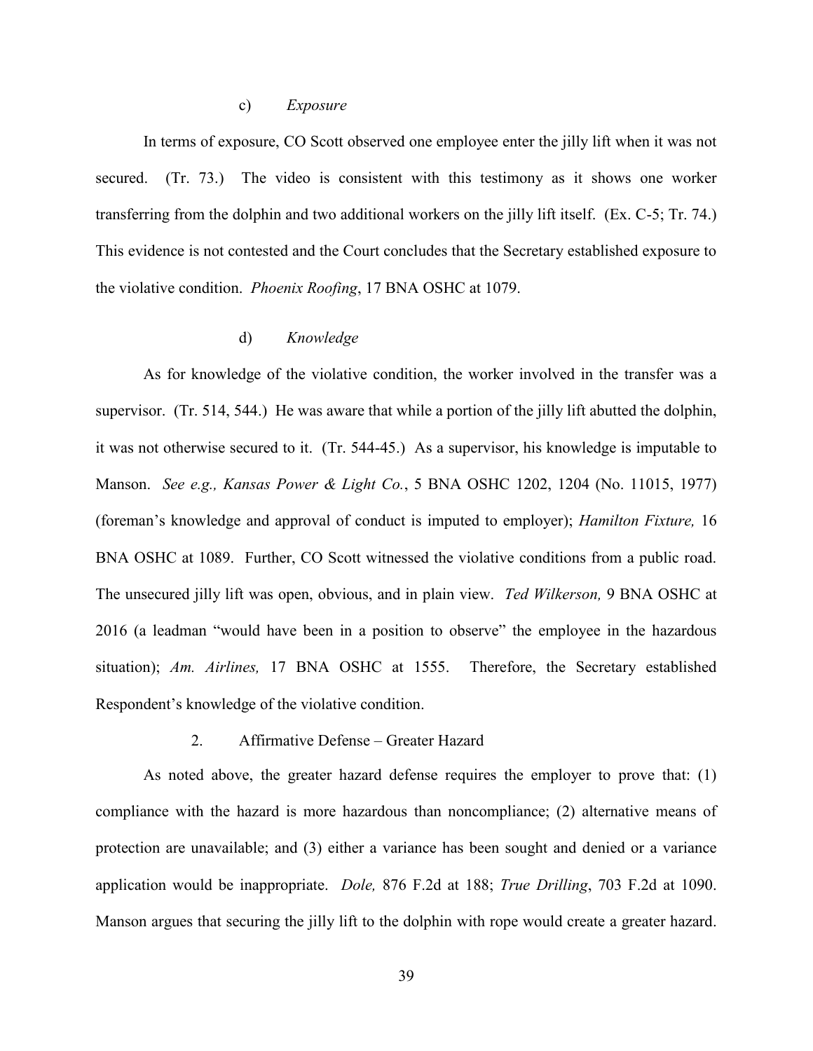#### c) *Exposure*

In terms of exposure, CO Scott observed one employee enter the jilly lift when it was not secured. (Tr. 73.) The video is consistent with this testimony as it shows one worker transferring from the dolphin and two additional workers on the jilly lift itself. (Ex. C-5; Tr. 74.) This evidence is not contested and the Court concludes that the Secretary established exposure to the violative condition. *Phoenix Roofing*, 17 BNA OSHC at 1079.

#### d) *Knowledge*

As for knowledge of the violative condition, the worker involved in the transfer was a supervisor. (Tr. 514, 544.) He was aware that while a portion of the jilly lift abutted the dolphin, it was not otherwise secured to it. (Tr. 544-45.) As a supervisor, his knowledge is imputable to Manson. *See e.g., Kansas Power & Light Co.*, 5 BNA OSHC 1202, 1204 (No. 11015, 1977) (foreman's knowledge and approval of conduct is imputed to employer); *Hamilton Fixture,* 16 BNA OSHC at 1089. Further, CO Scott witnessed the violative conditions from a public road. The unsecured jilly lift was open, obvious, and in plain view. *Ted Wilkerson,* 9 BNA OSHC at 2016 (a leadman "would have been in a position to observe" the employee in the hazardous situation); *Am. Airlines,* 17 BNA OSHC at 1555. Therefore, the Secretary established Respondent's knowledge of the violative condition.

### 2. Affirmative Defense – Greater Hazard

As noted above, the greater hazard defense requires the employer to prove that: (1) compliance with the hazard is more hazardous than noncompliance; (2) alternative means of protection are unavailable; and (3) either a variance has been sought and denied or a variance application would be inappropriate. *Dole,* 876 F.2d at 188; *True Drilling*, 703 F.2d at 1090. Manson argues that securing the jilly lift to the dolphin with rope would create a greater hazard.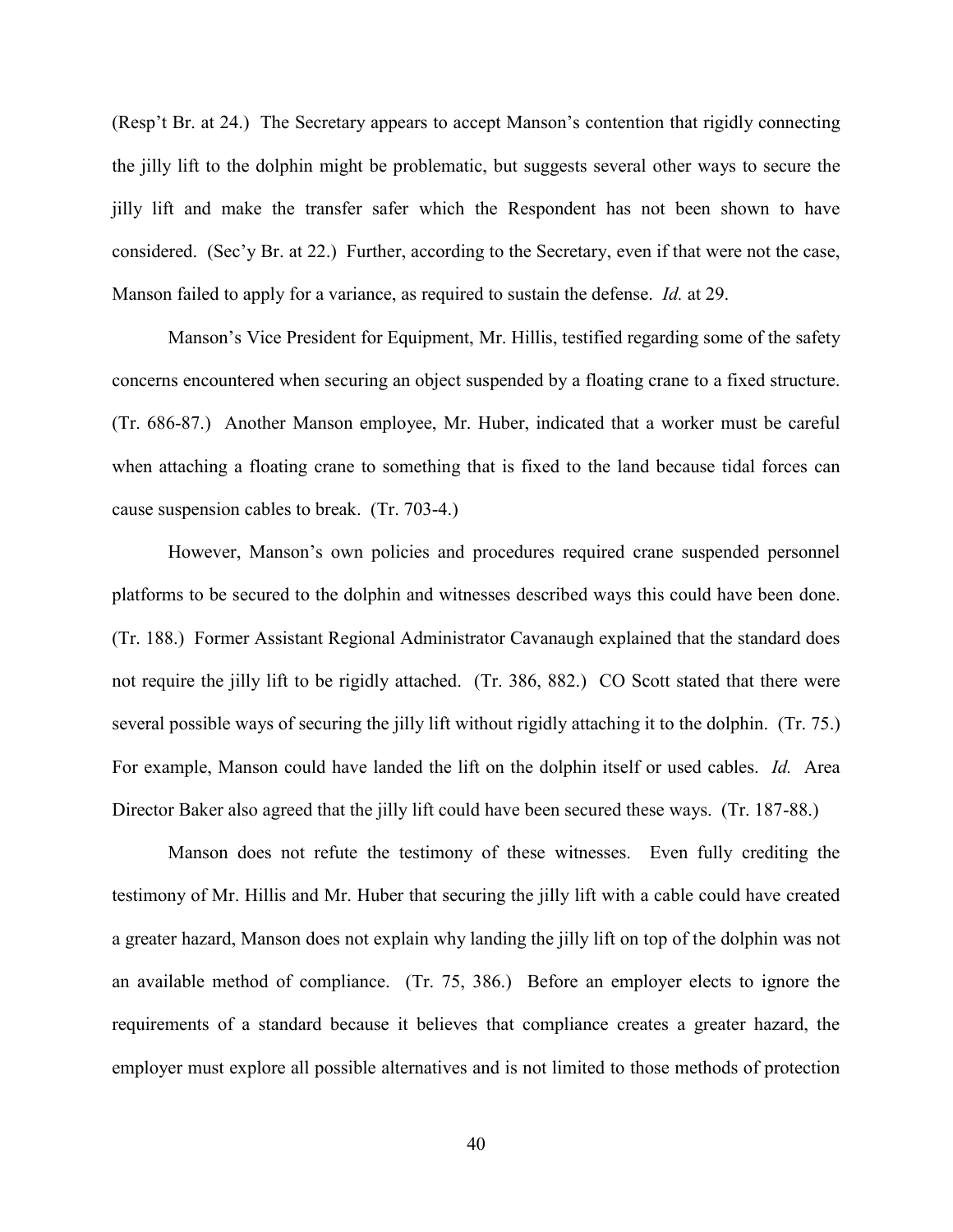(Resp't Br. at 24.) The Secretary appears to accept Manson's contention that rigidly connecting the jilly lift to the dolphin might be problematic, but suggests several other ways to secure the jilly lift and make the transfer safer which the Respondent has not been shown to have considered. (Sec'y Br. at 22.) Further, according to the Secretary, even if that were not the case, Manson failed to apply for a variance, as required to sustain the defense. *Id.* at 29.

Manson's Vice President for Equipment, Mr. Hillis, testified regarding some of the safety concerns encountered when securing an object suspended by a floating crane to a fixed structure. (Tr. 686-87.) Another Manson employee, Mr. Huber, indicated that a worker must be careful when attaching a floating crane to something that is fixed to the land because tidal forces can cause suspension cables to break. (Tr. 703-4.)

However, Manson's own policies and procedures required crane suspended personnel platforms to be secured to the dolphin and witnesses described ways this could have been done. (Tr. 188.) Former Assistant Regional Administrator Cavanaugh explained that the standard does not require the jilly lift to be rigidly attached. (Tr. 386, 882.) CO Scott stated that there were several possible ways of securing the jilly lift without rigidly attaching it to the dolphin. (Tr. 75.) For example, Manson could have landed the lift on the dolphin itself or used cables. *Id.* Area Director Baker also agreed that the jilly lift could have been secured these ways. (Tr. 187-88.)

Manson does not refute the testimony of these witnesses. Even fully crediting the testimony of Mr. Hillis and Mr. Huber that securing the jilly lift with a cable could have created a greater hazard, Manson does not explain why landing the jilly lift on top of the dolphin was not an available method of compliance. (Tr. 75, 386.) Before an employer elects to ignore the requirements of a standard because it believes that compliance creates a greater hazard, the employer must explore all possible alternatives and is not limited to those methods of protection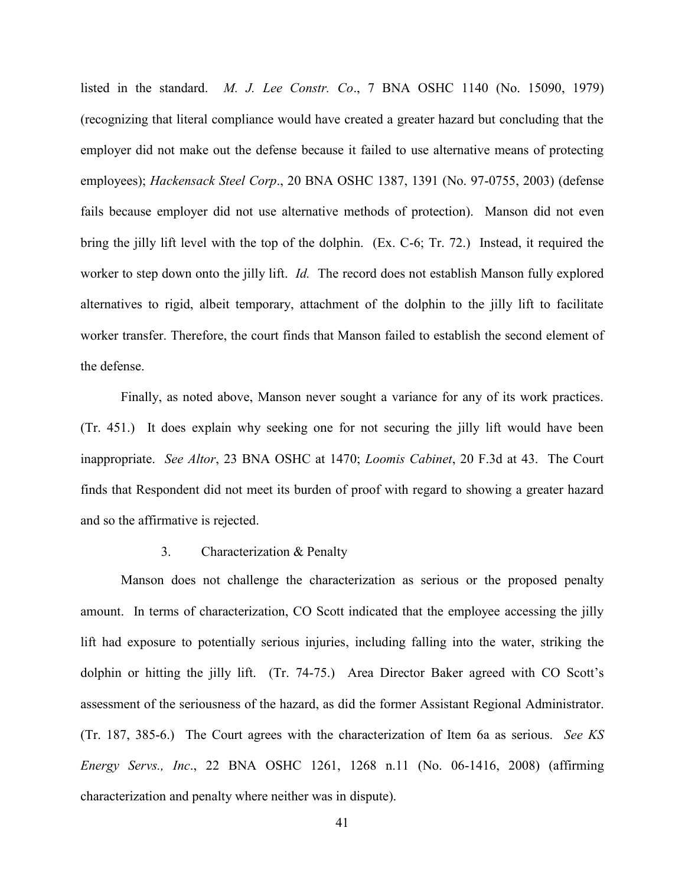listed in the standard. *M. J. Lee Constr. Co*., 7 BNA OSHC 1140 (No. 15090, 1979) (recognizing that literal compliance would have created a greater hazard but concluding that the employer did not make out the defense because it failed to use alternative means of protecting employees); *Hackensack Steel Corp*., 20 BNA OSHC 1387, 1391 (No. 97-0755, 2003) (defense fails because employer did not use alternative methods of protection). Manson did not even bring the jilly lift level with the top of the dolphin. (Ex. C-6; Tr. 72.) Instead, it required the worker to step down onto the jilly lift. *Id.* The record does not establish Manson fully explored alternatives to rigid, albeit temporary, attachment of the dolphin to the jilly lift to facilitate worker transfer. Therefore, the court finds that Manson failed to establish the second element of the defense.

Finally, as noted above, Manson never sought a variance for any of its work practices. (Tr. 451.) It does explain why seeking one for not securing the jilly lift would have been inappropriate. *See Altor*, 23 BNA OSHC at 1470; *Loomis Cabinet*, 20 F.3d at 43. The Court finds that Respondent did not meet its burden of proof with regard to showing a greater hazard and so the affirmative is rejected.

### 3. Characterization & Penalty

Manson does not challenge the characterization as serious or the proposed penalty amount. In terms of characterization, CO Scott indicated that the employee accessing the jilly lift had exposure to potentially serious injuries, including falling into the water, striking the dolphin or hitting the jilly lift. (Tr. 74-75.) Area Director Baker agreed with CO Scott's assessment of the seriousness of the hazard, as did the former Assistant Regional Administrator. (Tr. 187, 385-6.) The Court agrees with the characterization of Item 6a as serious. *See KS Energy Servs., Inc*., 22 BNA OSHC 1261, 1268 n.11 (No. 06-1416, 2008) (affirming characterization and penalty where neither was in dispute).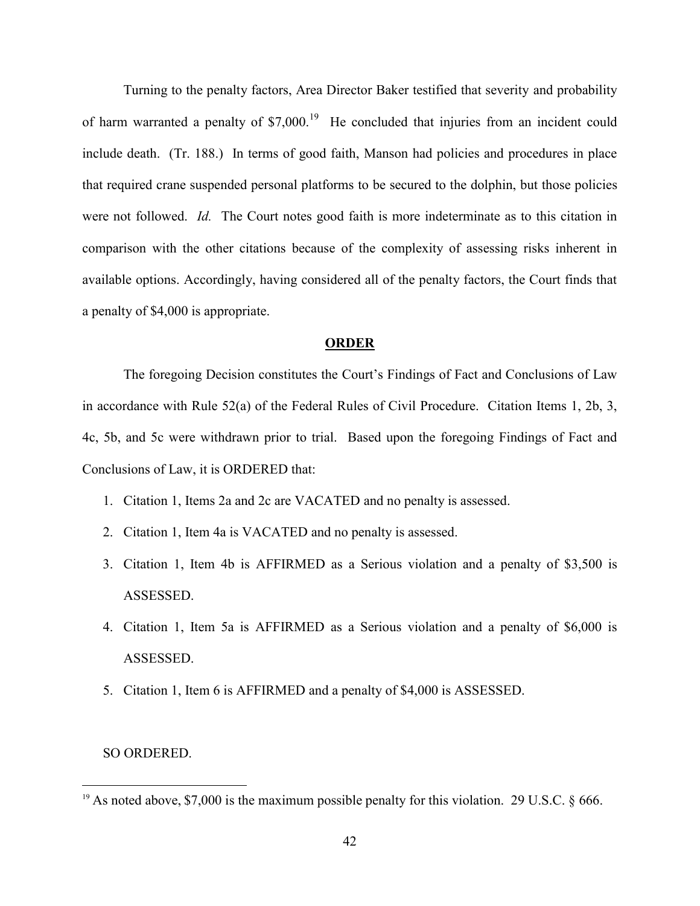Turning to the penalty factors, Area Director Baker testified that severity and probability of harm warranted a penalty of $7,000.[19] He concluded that injuries from an incident could include death. (Tr. 188.) In terms of good faith, Manson had policies and procedures in place that required crane suspended personal platforms to be secured to the dolphin, but those policies were not followed. *Id.* The Court notes good faith is more indeterminate as to this citation in comparison with the other citations because of the complexity of assessing risks inherent in available options. Accordingly, having considered all of the penalty factors, the Court finds that a penalty of $4,000 is appropriate.

## **ORDER**

The foregoing Decision constitutes the Court's Findings of Fact and Conclusions of Law in accordance with Rule 52(a) of the Federal Rules of Civil Procedure. Citation Items 1, 2b, 3, 4c, 5b, and 5c were withdrawn prior to trial. Based upon the foregoing Findings of Fact and Conclusions of Law, it is ORDERED that:

1. Citation 1, Items 2a and 2c are VACATED and no penalty is assessed.
2. Citation 1, Item 4a is VACATED and no penalty is assessed.
3. Citation 1, Item 4b is AFFIRMED as a Serious violation and a penalty of $3,500 is ASSESSED.
4. Citation 1, Item 5a is AFFIRMED as a Serious violation and a penalty of $6,000 is ASSESSED.
5. Citation 1, Item 6 is AFFIRMED and a penalty of $4,000 is ASSESSED.

SO ORDERED.

[19] As noted above, $7,000 is the maximum possible penalty for this violation. 29 U.S.C. § 666.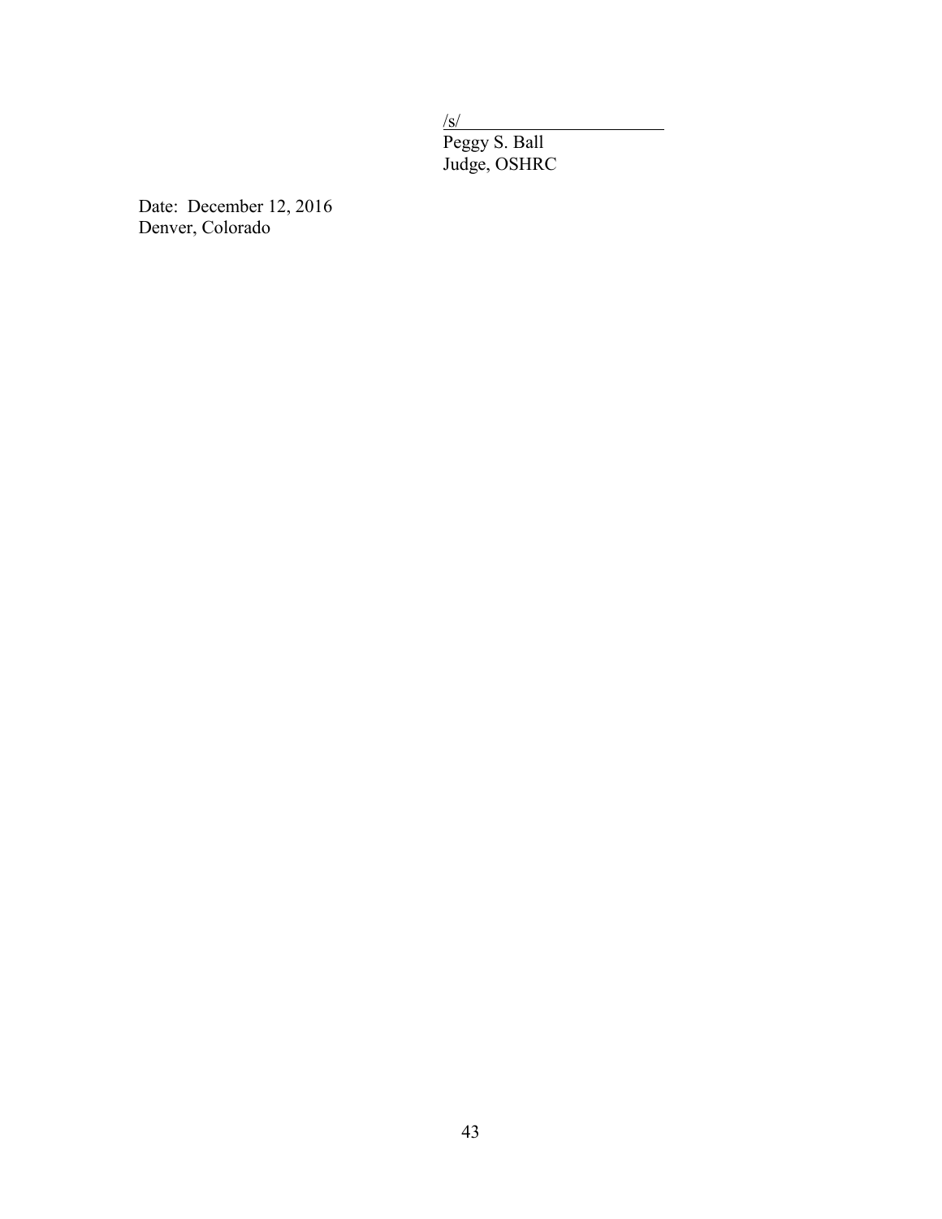/s/

Peggy S. Ball
Judge, OSHRC

Date: December 12, 2016
Denver, Colorado